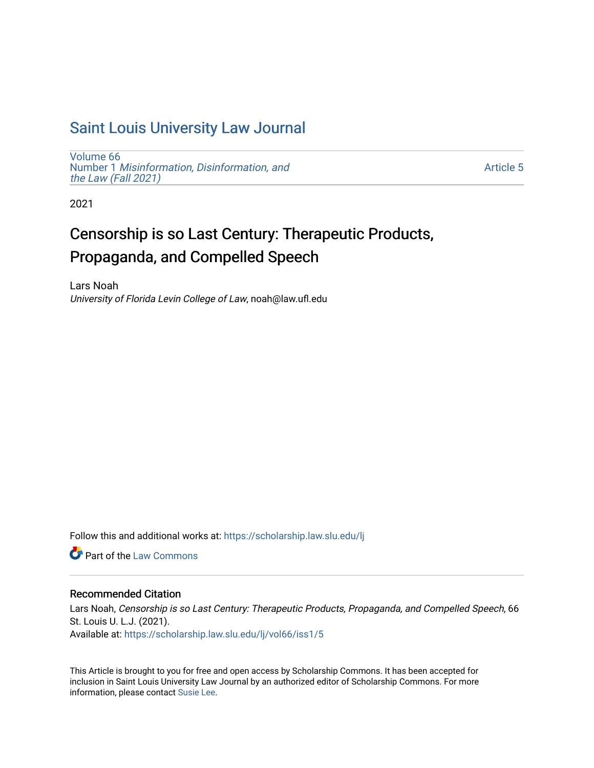# Saint Louis University Law Journal

Volume 66
Number 1 *Misinformation, Disinformation, and the Law (Fall 2021)*

Article 5

2021

## Censorship is so Last Century: Therapeutic Products, Propaganda, and Compelled Speech

Lars Noah
*University of Florida Levin College of Law*, noah@law.ufl.edu

Follow this and additional works at: https://scholarship.law.slu.edu/lj

Part of the Law Commons

### Recommended Citation

Lars Noah, *Censorship is so Last Century: Therapeutic Products, Propaganda, and Compelled Speech*, 66 St. Louis U. L.J. (2021).
Available at: https://scholarship.law.slu.edu/lj/vol66/iss1/5

This Article is brought to you for free and open access by Scholarship Commons. It has been accepted for inclusion in Saint Louis University Law Journal by an authorized editor of Scholarship Commons. For more information, please contact Susie Lee.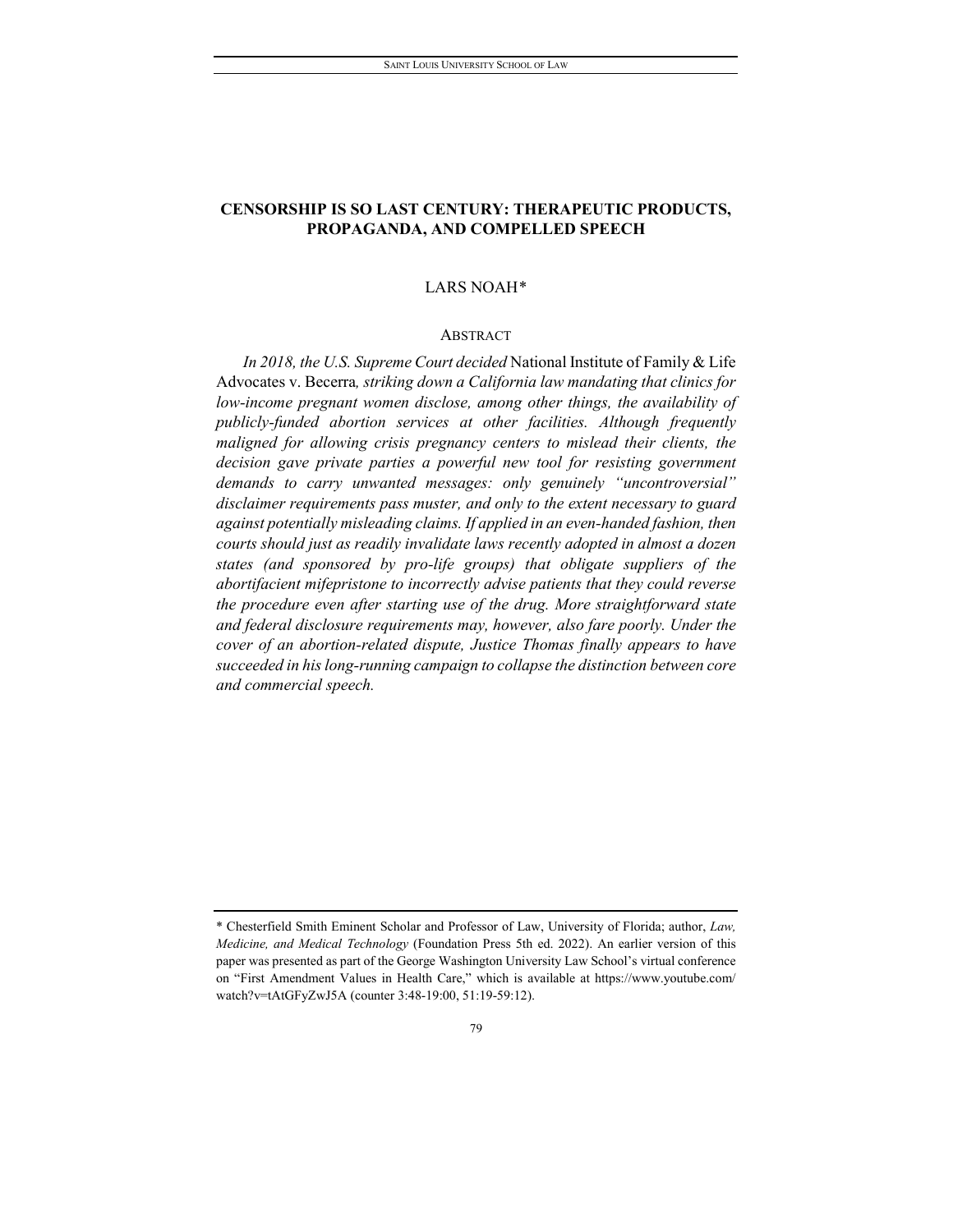# CENSORSHIP IS SO LAST CENTURY: THERAPEUTIC PRODUCTS, PROPAGANDA, AND COMPELLED SPEECH

LARS NOAH*

## ABSTRACT

*In 2018, the U.S. Supreme Court decided* National Institute of Family & Life Advocates v. Becerra*, striking down a California law mandating that clinics for low-income pregnant women disclose, among other things, the availability of publicly-funded abortion services at other facilities. Although frequently maligned for allowing crisis pregnancy centers to mislead their clients, the decision gave private parties a powerful new tool for resisting government demands to carry unwanted messages: only genuinely "uncontroversial" disclaimer requirements pass muster, and only to the extent necessary to guard against potentially misleading claims. If applied in an even-handed fashion, then courts should just as readily invalidate laws recently adopted in almost a dozen states (and sponsored by pro-life groups) that obligate suppliers of the abortifacient mifepristone to incorrectly advise patients that they could reverse the procedure even after starting use of the drug. More straightforward state and federal disclosure requirements may, however, also fare poorly. Under the cover of an abortion-related dispute, Justice Thomas finally appears to have succeeded in his long-running campaign to collapse the distinction between core and commercial speech.*

---

\* Chesterfield Smith Eminent Scholar and Professor of Law, University of Florida; author, *Law, Medicine, and Medical Technology* (Foundation Press 5th ed. 2022). An earlier version of this paper was presented as part of the George Washington University Law School's virtual conference on "First Amendment Values in Health Care," which is available at https://www.youtube.com/watch?v=tAtGFyZwJ5A (counter 3:48-19:00, 51:19-59:12).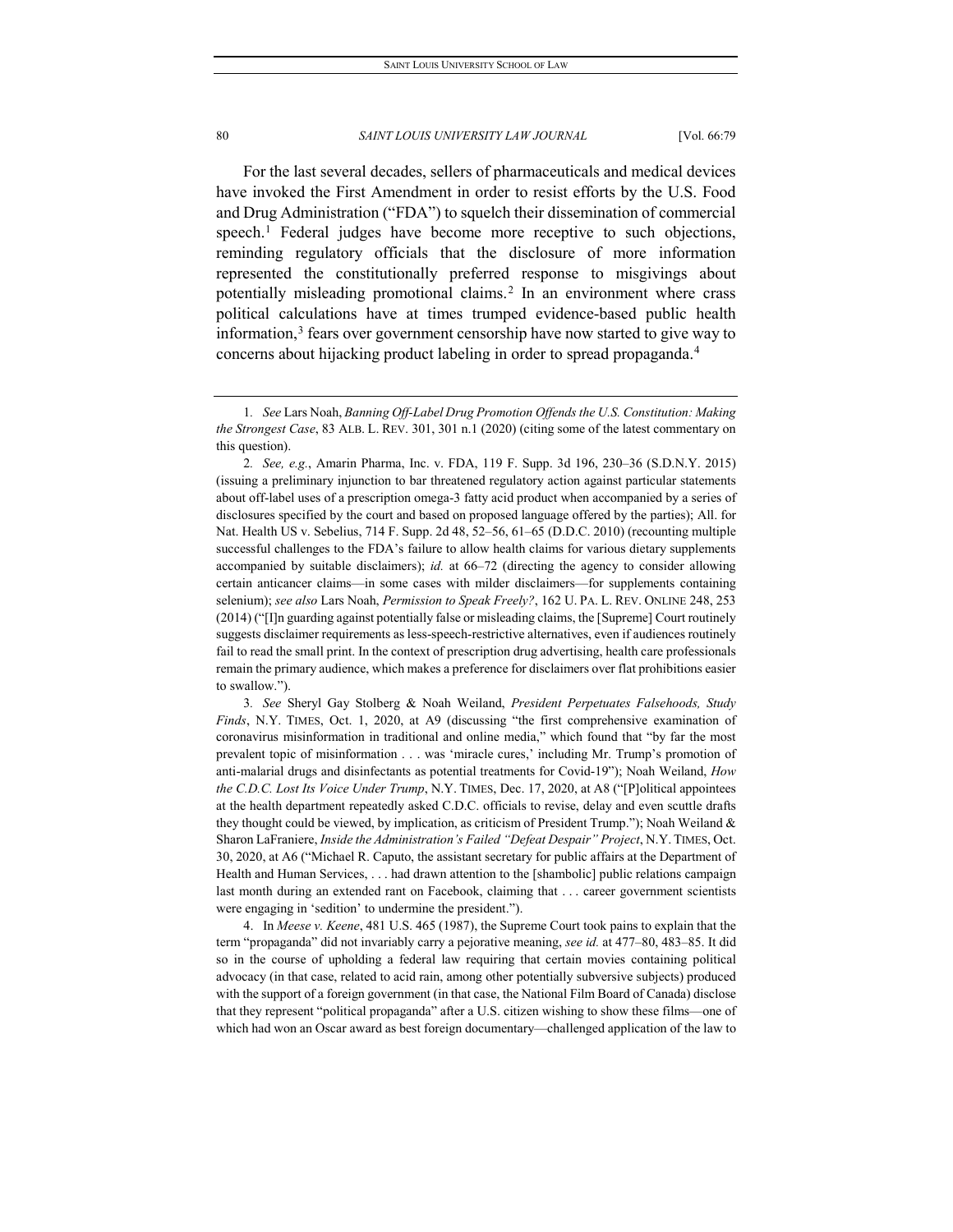For the last several decades, sellers of pharmaceuticals and medical devices have invoked the First Amendment in order to resist efforts by the U.S. Food and Drug Administration ("FDA") to squelch their dissemination of commercial speech.[1] Federal judges have become more receptive to such objections, reminding regulatory officials that the disclosure of more information represented the constitutionally preferred response to misgivings about potentially misleading promotional claims.[2] In an environment where crass political calculations have at times trumped evidence-based public health information,[3] fears over government censorship have now started to give way to concerns about hijacking product labeling in order to spread propaganda.[4]

---

1. *See* Lars Noah, *Banning Off-Label Drug Promotion Offends the U.S. Constitution: Making the Strongest Case*, 83 ALB. L. REV. 301, 301 n.1 (2020) (citing some of the latest commentary on this question).

2. *See, e.g.*, Amarin Pharma, Inc. v. FDA, 119 F. Supp. 3d 196, 230–36 (S.D.N.Y. 2015) (issuing a preliminary injunction to bar threatened regulatory action against particular statements about off-label uses of a prescription omega-3 fatty acid product when accompanied by a series of disclosures specified by the court and based on proposed language offered by the parties); All. for Nat. Health US v. Sebelius, 714 F. Supp. 2d 48, 52–56, 61–65 (D.D.C. 2010) (recounting multiple successful challenges to the FDA's failure to allow health claims for various dietary supplements accompanied by suitable disclaimers); *id.* at 66–72 (directing the agency to consider allowing certain anticancer claims—in some cases with milder disclaimers—for supplements containing selenium); *see also* Lars Noah, *Permission to Speak Freely?*, 162 U. PA. L. REV. ONLINE 248, 253 (2014) ("[I]n guarding against potentially false or misleading claims, the [Supreme] Court routinely suggests disclaimer requirements as less-speech-restrictive alternatives, even if audiences routinely fail to read the small print. In the context of prescription drug advertising, health care professionals remain the primary audience, which makes a preference for disclaimers over flat prohibitions easier to swallow.").

3. *See* Sheryl Gay Stolberg & Noah Weiland, *President Perpetuates Falsehoods, Study Finds*, N.Y. TIMES, Oct. 1, 2020, at A9 (discussing "the first comprehensive examination of coronavirus misinformation in traditional and online media," which found that "by far the most prevalent topic of misinformation . . . was 'miracle cures,' including Mr. Trump's promotion of anti-malarial drugs and disinfectants as potential treatments for Covid-19"); Noah Weiland, *How the C.D.C. Lost Its Voice Under Trump*, N.Y. TIMES, Dec. 17, 2020, at A8 ("[P]olitical appointees at the health department repeatedly asked C.D.C. officials to revise, delay and even scuttle drafts they thought could be viewed, by implication, as criticism of President Trump."); Noah Weiland & Sharon LaFraniere, *Inside the Administration's Failed "Defeat Despair" Project*, N.Y. TIMES, Oct. 30, 2020, at A6 ("Michael R. Caputo, the assistant secretary for public affairs at the Department of Health and Human Services, . . . had drawn attention to the [shambolic] public relations campaign last month during an extended rant on Facebook, claiming that . . . career government scientists were engaging in 'sedition' to undermine the president.").

4. In *Meese v. Keene*, 481 U.S. 465 (1987), the Supreme Court took pains to explain that the term "propaganda" did not invariably carry a pejorative meaning, *see id.* at 477–80, 483–85. It did so in the course of upholding a federal law requiring that certain movies containing political advocacy (in that case, related to acid rain, among other potentially subversive subjects) produced with the support of a foreign government (in that case, the National Film Board of Canada) disclose that they represent "political propaganda" after a U.S. citizen wishing to show these films—one of which had won an Oscar award as best foreign documentary—challenged application of the law to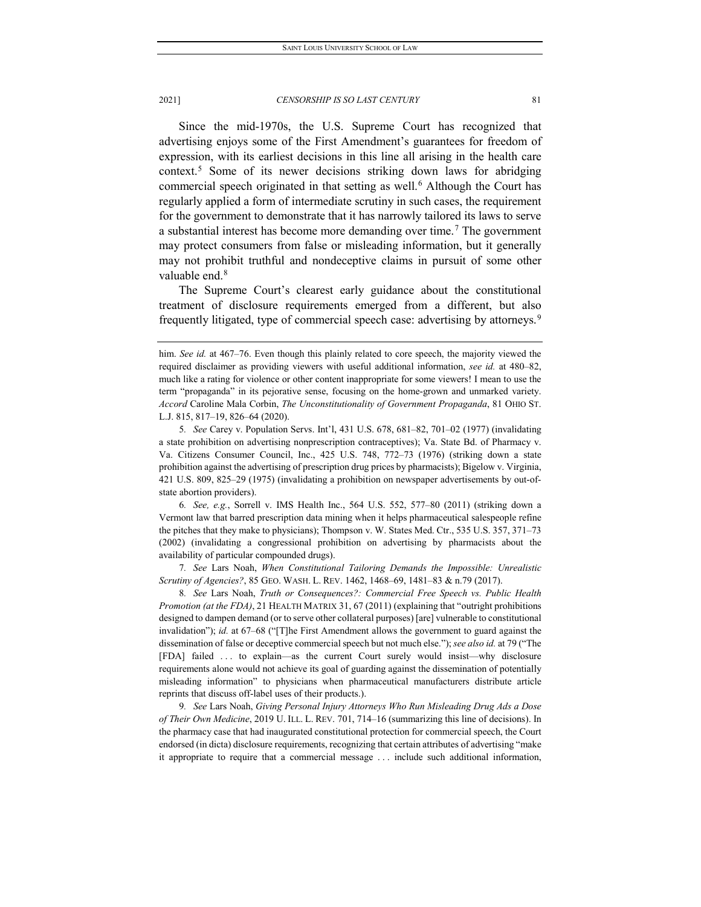Since the mid-1970s, the U.S. Supreme Court has recognized that advertising enjoys some of the First Amendment's guarantees for freedom of expression, with its earliest decisions in this line all arising in the health care context.[5] Some of its newer decisions striking down laws for abridging commercial speech originated in that setting as well.[6] Although the Court has regularly applied a form of intermediate scrutiny in such cases, the requirement for the government to demonstrate that it has narrowly tailored its laws to serve a substantial interest has become more demanding over time.[7] The government may protect consumers from false or misleading information, but it generally may not prohibit truthful and nondeceptive claims in pursuit of some other valuable end.[8]

The Supreme Court's clearest early guidance about the constitutional treatment of disclosure requirements emerged from a different, but also frequently litigated, type of commercial speech case: advertising by attorneys.[9]

---

him. *See id.* at 467–76. Even though this plainly related to core speech, the majority viewed the required disclaimer as providing viewers with useful additional information, *see id.* at 480–82, much like a rating for violence or other content inappropriate for some viewers! I mean to use the term "propaganda" in its pejorative sense, focusing on the home-grown and unmarked variety. *Accord* Caroline Mala Corbin, *The Unconstitutionality of Government Propaganda*, 81 OHIO ST. L.J. 815, 817–19, 826–64 (2020).

5. *See* Carey v. Population Servs. Int'l, 431 U.S. 678, 681–82, 701–02 (1977) (invalidating a state prohibition on advertising nonprescription contraceptives); Va. State Bd. of Pharmacy v. Va. Citizens Consumer Council, Inc., 425 U.S. 748, 772–73 (1976) (striking down a state prohibition against the advertising of prescription drug prices by pharmacists); Bigelow v. Virginia, 421 U.S. 809, 825–29 (1975) (invalidating a prohibition on newspaper advertisements by out-of-state abortion providers).

6. *See, e.g.*, Sorrell v. IMS Health Inc., 564 U.S. 552, 577–80 (2011) (striking down a Vermont law that barred prescription data mining when it helps pharmaceutical salespeople refine the pitches that they make to physicians); Thompson v. W. States Med. Ctr., 535 U.S. 357, 371–73 (2002) (invalidating a congressional prohibition on advertising by pharmacists about the availability of particular compounded drugs).

7. *See* Lars Noah, *When Constitutional Tailoring Demands the Impossible: Unrealistic Scrutiny of Agencies?*, 85 GEO. WASH. L. REV. 1462, 1468–69, 1481–83 & n.79 (2017).

8. *See* Lars Noah, *Truth or Consequences?: Commercial Free Speech vs. Public Health Promotion (at the FDA)*, 21 HEALTH MATRIX 31, 67 (2011) (explaining that "outright prohibitions designed to dampen demand (or to serve other collateral purposes) [are] vulnerable to constitutional invalidation"); *id.* at 67–68 ("[T]he First Amendment allows the government to guard against the dissemination of false or deceptive commercial speech but not much else."); *see also id.* at 79 ("The [FDA] failed . . . to explain—as the current Court surely would insist—why disclosure requirements alone would not achieve its goal of guarding against the dissemination of potentially misleading information" to physicians when pharmaceutical manufacturers distribute article reprints that discuss off-label uses of their products.).

9. *See* Lars Noah, *Giving Personal Injury Attorneys Who Run Misleading Drug Ads a Dose of Their Own Medicine*, 2019 U. ILL. L. REV. 701, 714–16 (summarizing this line of decisions). In the pharmacy case that had inaugurated constitutional protection for commercial speech, the Court endorsed (in dicta) disclosure requirements, recognizing that certain attributes of advertising "make it appropriate to require that a commercial message . . . include such additional information,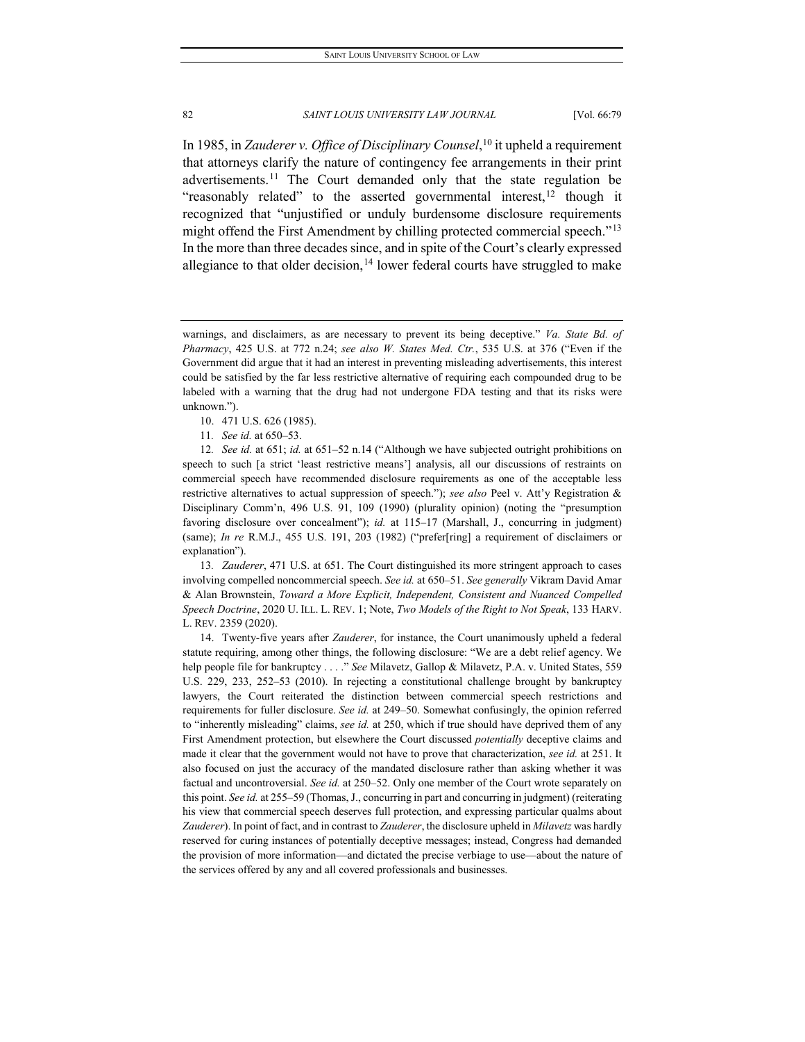In 1985, in *Zauderer v. Office of Disciplinary Counsel*,[10] it upheld a requirement that attorneys clarify the nature of contingency fee arrangements in their print advertisements.[11] The Court demanded only that the state regulation be "reasonably related" to the asserted governmental interest,[12] though it recognized that "unjustified or unduly burdensome disclosure requirements might offend the First Amendment by chilling protected commercial speech."[13] In the more than three decades since, and in spite of the Court's clearly expressed allegiance to that older decision,[14] lower federal courts have struggled to make

---

warnings, and disclaimers, as are necessary to prevent its being deceptive." *Va. State Bd. of Pharmacy*, 425 U.S. at 772 n.24; *see also W. States Med. Ctr.*, 535 U.S. at 376 ("Even if the Government did argue that it had an interest in preventing misleading advertisements, this interest could be satisfied by the far less restrictive alternative of requiring each compounded drug to be labeled with a warning that the drug had not undergone FDA testing and that its risks were unknown.").

10. 471 U.S. 626 (1985).

11. *See id.* at 650–53.

12. *See id.* at 651; *id.* at 651–52 n.14 ("Although we have subjected outright prohibitions on speech to such [a strict 'least restrictive means'] analysis, all our discussions of restraints on commercial speech have recommended disclosure requirements as one of the acceptable less restrictive alternatives to actual suppression of speech."); *see also* Peel v. Att'y Registration & Disciplinary Comm'n, 496 U.S. 91, 109 (1990) (plurality opinion) (noting the "presumption favoring disclosure over concealment"); *id.* at 115–17 (Marshall, J., concurring in judgment) (same); *In re* R.M.J., 455 U.S. 191, 203 (1982) ("prefer[ring] a requirement of disclaimers or explanation").

13. *Zauderer*, 471 U.S. at 651. The Court distinguished its more stringent approach to cases involving compelled noncommercial speech. *See id.* at 650–51. *See generally* Vikram David Amar & Alan Brownstein, *Toward a More Explicit, Independent, Consistent and Nuanced Compelled Speech Doctrine*, 2020 U. ILL. L. REV. 1; Note, *Two Models of the Right to Not Speak*, 133 HARV. L. REV. 2359 (2020).

14. Twenty-five years after *Zauderer*, for instance, the Court unanimously upheld a federal statute requiring, among other things, the following disclosure: "We are a debt relief agency. We help people file for bankruptcy . . . ." *See* Milavetz, Gallop & Milavetz, P.A. v. United States, 559 U.S. 229, 233, 252–53 (2010). In rejecting a constitutional challenge brought by bankruptcy lawyers, the Court reiterated the distinction between commercial speech restrictions and requirements for fuller disclosure. *See id.* at 249–50. Somewhat confusingly, the opinion referred to "inherently misleading" claims, *see id.* at 250, which if true should have deprived them of any First Amendment protection, but elsewhere the Court discussed *potentially* deceptive claims and made it clear that the government would not have to prove that characterization, *see id.* at 251. It also focused on just the accuracy of the mandated disclosure rather than asking whether it was factual and uncontroversial. *See id.* at 250–52. Only one member of the Court wrote separately on this point. *See id.* at 255–59 (Thomas, J., concurring in part and concurring in judgment) (reiterating his view that commercial speech deserves full protection, and expressing particular qualms about *Zauderer*). In point of fact, and in contrast to *Zauderer*, the disclosure upheld in *Milavetz* was hardly reserved for curing instances of potentially deceptive messages; instead, Congress had demanded the provision of more information—and dictated the precise verbiage to use—about the nature of the services offered by any and all covered professionals and businesses.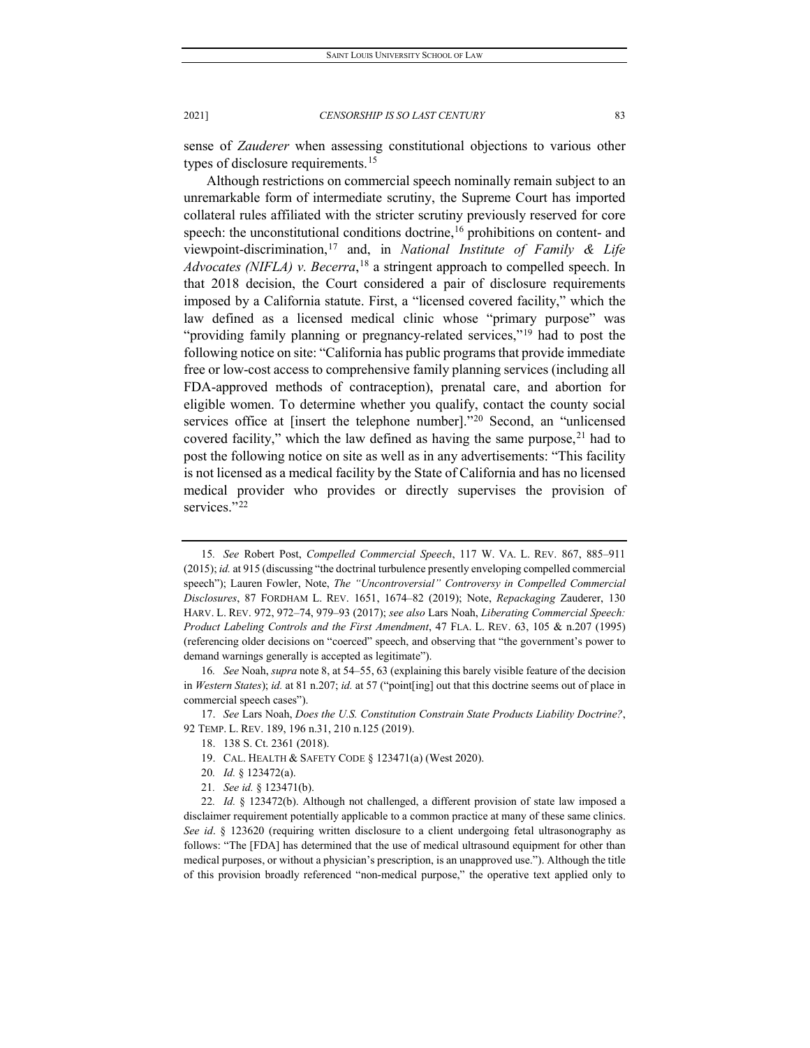sense of *Zauderer* when assessing constitutional objections to various other types of disclosure requirements.[15]

Although restrictions on commercial speech nominally remain subject to an unremarkable form of intermediate scrutiny, the Supreme Court has imported collateral rules affiliated with the stricter scrutiny previously reserved for core speech: the unconstitutional conditions doctrine,[16] prohibitions on content- and viewpoint-discrimination,[17] and, in *National Institute of Family & Life Advocates (NIFLA) v. Becerra*,[18] a stringent approach to compelled speech. In that 2018 decision, the Court considered a pair of disclosure requirements imposed by a California statute. First, a "licensed covered facility," which the law defined as a licensed medical clinic whose "primary purpose" was "providing family planning or pregnancy-related services,"[19] had to post the following notice on site: "California has public programs that provide immediate free or low-cost access to comprehensive family planning services (including all FDA-approved methods of contraception), prenatal care, and abortion for eligible women. To determine whether you qualify, contact the county social services office at [insert the telephone number]."[20] Second, an "unlicensed covered facility," which the law defined as having the same purpose,[21] had to post the following notice on site as well as in any advertisements: "This facility is not licensed as a medical facility by the State of California and has no licensed medical provider who provides or directly supervises the provision of services."[22]

---

15. *See* Robert Post, *Compelled Commercial Speech*, 117 W. VA. L. REV. 867, 885–911 (2015); *id.* at 915 (discussing "the doctrinal turbulence presently enveloping compelled commercial speech"); Lauren Fowler, Note, *The "Uncontroversial" Controversy in Compelled Commercial Disclosures*, 87 FORDHAM L. REV. 1651, 1674–82 (2019); Note, *Repackaging* Zauderer, 130 HARV. L. REV. 972, 972–74, 979–93 (2017); *see also* Lars Noah, *Liberating Commercial Speech: Product Labeling Controls and the First Amendment*, 47 FLA. L. REV. 63, 105 & n.207 (1995) (referencing older decisions on "coerced" speech, and observing that "the government's power to demand warnings generally is accepted as legitimate").

16. *See* Noah, *supra* note 8, at 54–55, 63 (explaining this barely visible feature of the decision in *Western States*); *id.* at 81 n.207; *id.* at 57 ("point[ing] out that this doctrine seems out of place in commercial speech cases").

17. *See* Lars Noah, *Does the U.S. Constitution Constrain State Products Liability Doctrine?*, 92 TEMP. L. REV. 189, 196 n.31, 210 n.125 (2019).

18. 138 S. Ct. 2361 (2018).

19. CAL. HEALTH & SAFETY CODE § 123471(a) (West 2020).

20. *Id.* § 123472(a).

21. *See id.* § 123471(b).

22. *Id.* § 123472(b). Although not challenged, a different provision of state law imposed a disclaimer requirement potentially applicable to a common practice at many of these same clinics. *See id*. § 123620 (requiring written disclosure to a client undergoing fetal ultrasonography as follows: "The [FDA] has determined that the use of medical ultrasound equipment for other than medical purposes, or without a physician's prescription, is an unapproved use."). Although the title of this provision broadly referenced "non-medical purpose," the operative text applied only to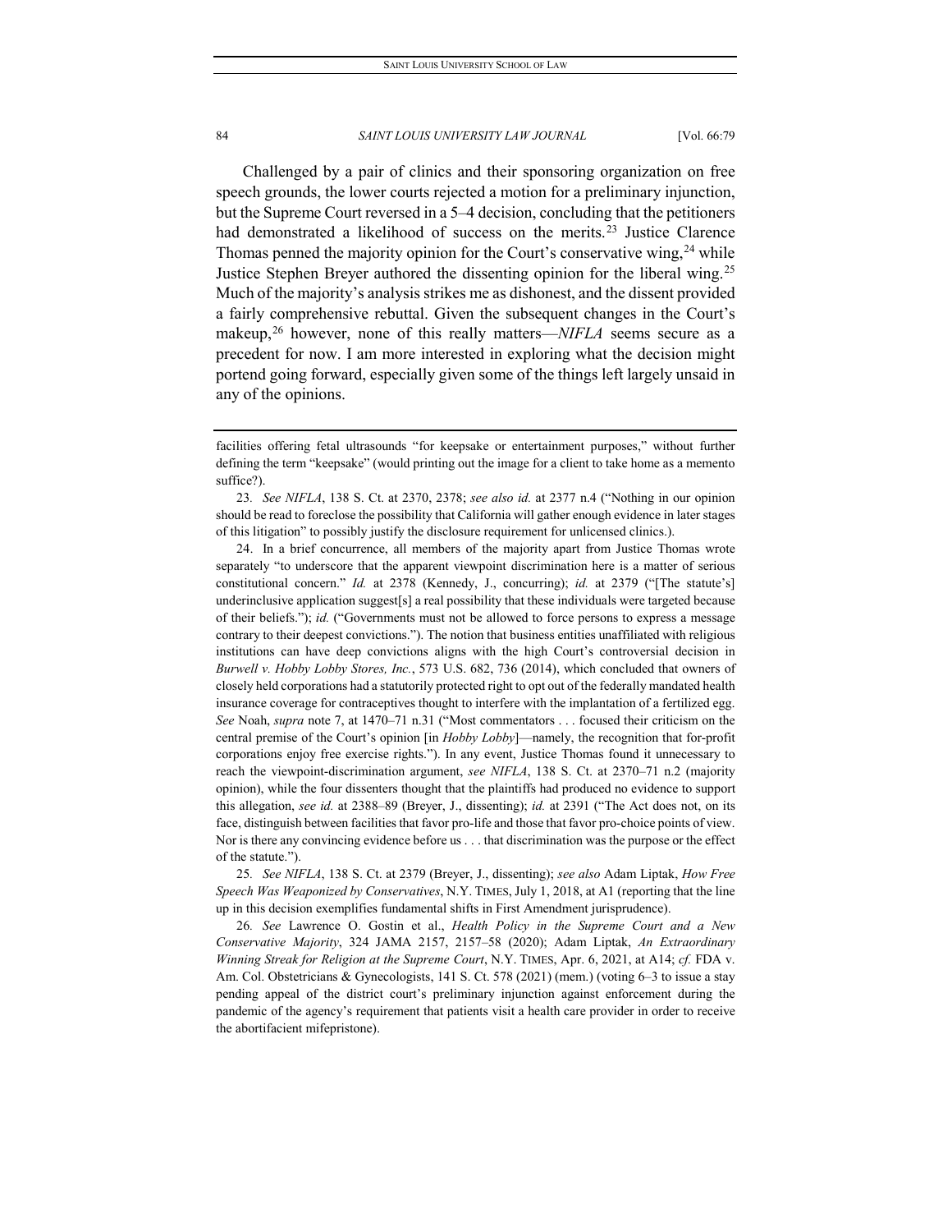Challenged by a pair of clinics and their sponsoring organization on free speech grounds, the lower courts rejected a motion for a preliminary injunction, but the Supreme Court reversed in a 5–4 decision, concluding that the petitioners had demonstrated a likelihood of success on the merits.[23] Justice Clarence Thomas penned the majority opinion for the Court's conservative wing,[24] while Justice Stephen Breyer authored the dissenting opinion for the liberal wing.[25] Much of the majority's analysis strikes me as dishonest, and the dissent provided a fairly comprehensive rebuttal. Given the subsequent changes in the Court's makeup,[26] however, none of this really matters—*NIFLA* seems secure as a precedent for now. I am more interested in exploring what the decision might portend going forward, especially given some of the things left largely unsaid in any of the opinions.

---

facilities offering fetal ultrasounds "for keepsake or entertainment purposes," without further defining the term "keepsake" (would printing out the image for a client to take home as a memento suffice?).

23. *See NIFLA*, 138 S. Ct. at 2370, 2378; *see also id.* at 2377 n.4 ("Nothing in our opinion should be read to foreclose the possibility that California will gather enough evidence in later stages of this litigation" to possibly justify the disclosure requirement for unlicensed clinics.).

24. In a brief concurrence, all members of the majority apart from Justice Thomas wrote separately "to underscore that the apparent viewpoint discrimination here is a matter of serious constitutional concern." *Id.* at 2378 (Kennedy, J., concurring); *id.* at 2379 ("[The statute's] underinclusive application suggest[s] a real possibility that these individuals were targeted because of their beliefs."); *id.* ("Governments must not be allowed to force persons to express a message contrary to their deepest convictions."). The notion that business entities unaffiliated with religious institutions can have deep convictions aligns with the high Court's controversial decision in *Burwell v. Hobby Lobby Stores, Inc.*, 573 U.S. 682, 736 (2014), which concluded that owners of closely held corporations had a statutorily protected right to opt out of the federally mandated health insurance coverage for contraceptives thought to interfere with the implantation of a fertilized egg. *See* Noah, *supra* note 7, at 1470–71 n.31 ("Most commentators . . . focused their criticism on the central premise of the Court's opinion [in *Hobby Lobby*]—namely, the recognition that for-profit corporations enjoy free exercise rights."). In any event, Justice Thomas found it unnecessary to reach the viewpoint-discrimination argument, *see NIFLA*, 138 S. Ct. at 2370–71 n.2 (majority opinion), while the four dissenters thought that the plaintiffs had produced no evidence to support this allegation, *see id.* at 2388–89 (Breyer, J., dissenting); *id.* at 2391 ("The Act does not, on its face, distinguish between facilities that favor pro-life and those that favor pro-choice points of view. Nor is there any convincing evidence before us . . . that discrimination was the purpose or the effect of the statute.").

25. *See NIFLA*, 138 S. Ct. at 2379 (Breyer, J., dissenting); *see also* Adam Liptak, *How Free Speech Was Weaponized by Conservatives*, N.Y. TIMES, July 1, 2018, at A1 (reporting that the line up in this decision exemplifies fundamental shifts in First Amendment jurisprudence).

26. *See* Lawrence O. Gostin et al., *Health Policy in the Supreme Court and a New Conservative Majority*, 324 JAMA 2157, 2157–58 (2020); Adam Liptak, *An Extraordinary Winning Streak for Religion at the Supreme Court*, N.Y. TIMES, Apr. 6, 2021, at A14; *cf.* FDA v. Am. Col. Obstetricians & Gynecologists, 141 S. Ct. 578 (2021) (mem.) (voting 6–3 to issue a stay pending appeal of the district court's preliminary injunction against enforcement during the pandemic of the agency's requirement that patients visit a health care provider in order to receive the abortifacient mifepristone).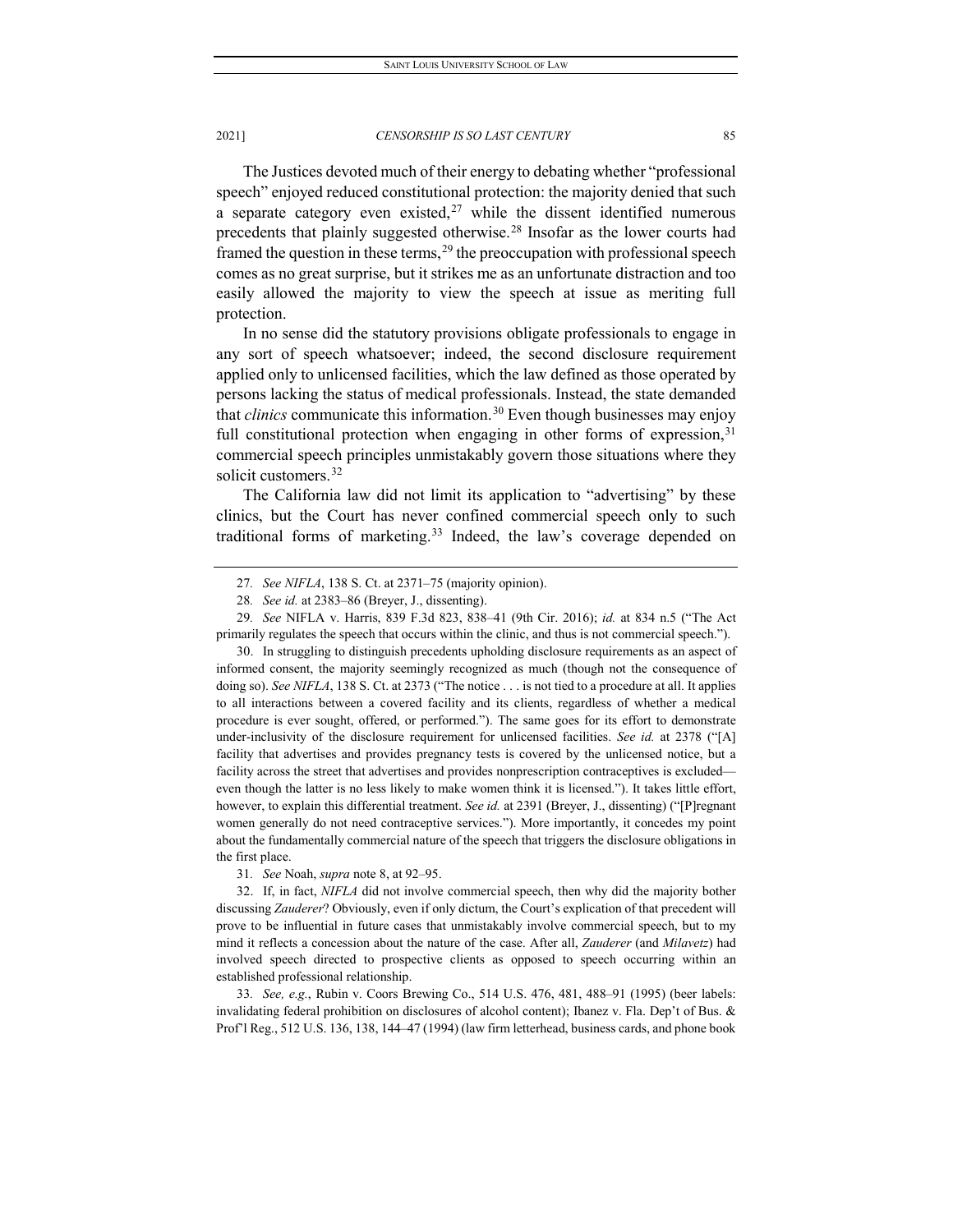The Justices devoted much of their energy to debating whether "professional speech" enjoyed reduced constitutional protection: the majority denied that such a separate category even existed,[27] while the dissent identified numerous precedents that plainly suggested otherwise.[28] Insofar as the lower courts had framed the question in these terms,[29] the preoccupation with professional speech comes as no great surprise, but it strikes me as an unfortunate distraction and too easily allowed the majority to view the speech at issue as meriting full protection.

In no sense did the statutory provisions obligate professionals to engage in any sort of speech whatsoever; indeed, the second disclosure requirement applied only to unlicensed facilities, which the law defined as those operated by persons lacking the status of medical professionals. Instead, the state demanded that *clinics* communicate this information.[30] Even though businesses may enjoy full constitutional protection when engaging in other forms of expression,[31] commercial speech principles unmistakably govern those situations where they solicit customers.[32]

The California law did not limit its application to "advertising" by these clinics, but the Court has never confined commercial speech only to such traditional forms of marketing.[33] Indeed, the law's coverage depended on

---

27. *See NIFLA*, 138 S. Ct. at 2371–75 (majority opinion).

28. *See id.* at 2383–86 (Breyer, J., dissenting).

29. *See* NIFLA v. Harris, 839 F.3d 823, 838–41 (9th Cir. 2016); *id.* at 834 n.5 ("The Act primarily regulates the speech that occurs within the clinic, and thus is not commercial speech.").

30. In struggling to distinguish precedents upholding disclosure requirements as an aspect of informed consent, the majority seemingly recognized as much (though not the consequence of doing so). *See NIFLA*, 138 S. Ct. at 2373 ("The notice . . . is not tied to a procedure at all. It applies to all interactions between a covered facility and its clients, regardless of whether a medical procedure is ever sought, offered, or performed."). The same goes for its effort to demonstrate under-inclusivity of the disclosure requirement for unlicensed facilities. *See id.* at 2378 ("[A] facility that advertises and provides pregnancy tests is covered by the unlicensed notice, but a facility across the street that advertises and provides nonprescription contraceptives is excluded—even though the latter is no less likely to make women think it is licensed."). It takes little effort, however, to explain this differential treatment. *See id.* at 2391 (Breyer, J., dissenting) ("[P]regnant women generally do not need contraceptive services."). More importantly, it concedes my point about the fundamentally commercial nature of the speech that triggers the disclosure obligations in the first place.

31. *See* Noah, *supra* note 8, at 92–95.

32. If, in fact, *NIFLA* did not involve commercial speech, then why did the majority bother discussing *Zauderer*? Obviously, even if only dictum, the Court's explication of that precedent will prove to be influential in future cases that unmistakably involve commercial speech, but to my mind it reflects a concession about the nature of the case. After all, *Zauderer* (and *Milavetz*) had involved speech directed to prospective clients as opposed to speech occurring within an established professional relationship.

33. *See, e.g.*, Rubin v. Coors Brewing Co., 514 U.S. 476, 481, 488–91 (1995) (beer labels: invalidating federal prohibition on disclosures of alcohol content); Ibanez v. Fla. Dep't of Bus. & Prof'l Reg., 512 U.S. 136, 138, 144–47 (1994) (law firm letterhead, business cards, and phone book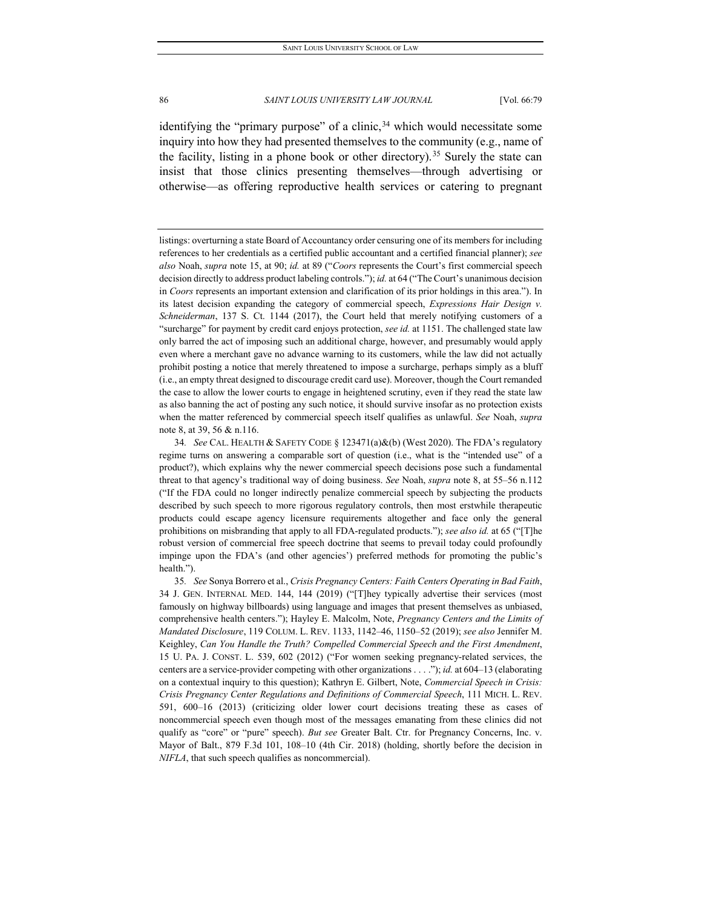identifying the "primary purpose" of a clinic,[34] which would necessitate some inquiry into how they had presented themselves to the community (e.g., name of the facility, listing in a phone book or other directory).[35] Surely the state can insist that those clinics presenting themselves—through advertising or otherwise—as offering reproductive health services or catering to pregnant

---

listings: overturning a state Board of Accountancy order censuring one of its members for including references to her credentials as a certified public accountant and a certified financial planner); *see also* Noah, *supra* note 15, at 90; *id.* at 89 ("*Coors* represents the Court's first commercial speech decision directly to address product labeling controls."); *id.* at 64 ("The Court's unanimous decision in *Coors* represents an important extension and clarification of its prior holdings in this area."). In its latest decision expanding the category of commercial speech, *Expressions Hair Design v. Schneiderman*, 137 S. Ct. 1144 (2017), the Court held that merely notifying customers of a "surcharge" for payment by credit card enjoys protection, *see id.* at 1151. The challenged state law only barred the act of imposing such an additional charge, however, and presumably would apply even where a merchant gave no advance warning to its customers, while the law did not actually prohibit posting a notice that merely threatened to impose a surcharge, perhaps simply as a bluff (i.e., an empty threat designed to discourage credit card use). Moreover, though the Court remanded the case to allow the lower courts to engage in heightened scrutiny, even if they read the state law as also banning the act of posting any such notice, it should survive insofar as no protection exists when the matter referenced by commercial speech itself qualifies as unlawful. *See* Noah, *supra* note 8, at 39, 56 & n.116.

34. *See* CAL. HEALTH & SAFETY CODE § 123471(a)&(b) (West 2020). The FDA's regulatory regime turns on answering a comparable sort of question (i.e., what is the "intended use" of a product?), which explains why the newer commercial speech decisions pose such a fundamental threat to that agency's traditional way of doing business. *See* Noah, *supra* note 8, at 55–56 n.112 ("If the FDA could no longer indirectly penalize commercial speech by subjecting the products described by such speech to more rigorous regulatory controls, then most erstwhile therapeutic products could escape agency licensure requirements altogether and face only the general prohibitions on misbranding that apply to all FDA-regulated products."); *see also id.* at 65 ("[T]he robust version of commercial free speech doctrine that seems to prevail today could profoundly impinge upon the FDA's (and other agencies') preferred methods for promoting the public's health.").

35. *See* Sonya Borrero et al., *Crisis Pregnancy Centers: Faith Centers Operating in Bad Faith*, 34 J. GEN. INTERNAL MED. 144, 144 (2019) ("[T]hey typically advertise their services (most famously on highway billboards) using language and images that present themselves as unbiased, comprehensive health centers."); Hayley E. Malcolm, Note, *Pregnancy Centers and the Limits of Mandated Disclosure*, 119 COLUM. L. REV. 1133, 1142–46, 1150–52 (2019); *see also* Jennifer M. Keighley, *Can You Handle the Truth? Compelled Commercial Speech and the First Amendment*, 15 U. PA. J. CONST. L. 539, 602 (2012) ("For women seeking pregnancy-related services, the centers are a service-provider competing with other organizations . . . ."); *id.* at 604–13 (elaborating on a contextual inquiry to this question); Kathryn E. Gilbert, Note, *Commercial Speech in Crisis: Crisis Pregnancy Center Regulations and Definitions of Commercial Speech*, 111 MICH. L. REV. 591, 600–16 (2013) (criticizing older lower court decisions treating these as cases of noncommercial speech even though most of the messages emanating from these clinics did not qualify as "core" or "pure" speech). *But see* Greater Balt. Ctr. for Pregnancy Concerns, Inc. v. Mayor of Balt., 879 F.3d 101, 108–10 (4th Cir. 2018) (holding, shortly before the decision in *NIFLA*, that such speech qualifies as noncommercial).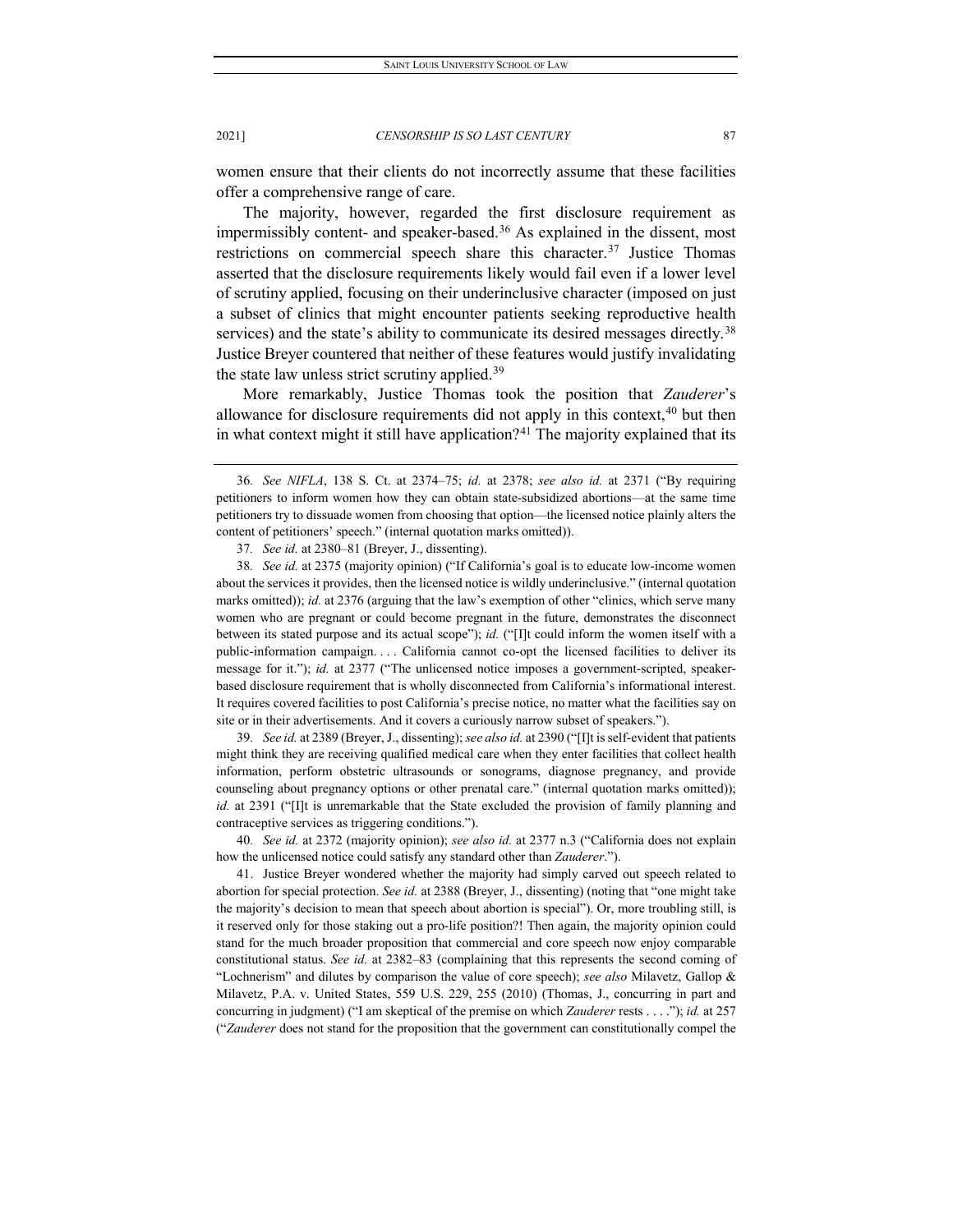women ensure that their clients do not incorrectly assume that these facilities offer a comprehensive range of care.

The majority, however, regarded the first disclosure requirement as impermissibly content- and speaker-based.[36] As explained in the dissent, most restrictions on commercial speech share this character.[37] Justice Thomas asserted that the disclosure requirements likely would fail even if a lower level of scrutiny applied, focusing on their underinclusive character (imposed on just a subset of clinics that might encounter patients seeking reproductive health services) and the state's ability to communicate its desired messages directly.[38] Justice Breyer countered that neither of these features would justify invalidating the state law unless strict scrutiny applied.[39]

More remarkably, Justice Thomas took the position that *Zauderer*'s allowance for disclosure requirements did not apply in this context,[40] but then in what context might it still have application?[41] The majority explained that its

---

36. *See NIFLA*, 138 S. Ct. at 2374–75; *id.* at 2378; *see also id.* at 2371 ("By requiring petitioners to inform women how they can obtain state-subsidized abortions—at the same time petitioners try to dissuade women from choosing that option—the licensed notice plainly alters the content of petitioners' speech." (internal quotation marks omitted)).

37. *See id.* at 2380–81 (Breyer, J., dissenting).

38. *See id.* at 2375 (majority opinion) ("If California's goal is to educate low-income women about the services it provides, then the licensed notice is wildly underinclusive." (internal quotation marks omitted)); *id.* at 2376 (arguing that the law's exemption of other "clinics, which serve many women who are pregnant or could become pregnant in the future, demonstrates the disconnect between its stated purpose and its actual scope"); *id.* ("[I]t could inform the women itself with a public-information campaign. . . . California cannot co-opt the licensed facilities to deliver its message for it."); *id.* at 2377 ("The unlicensed notice imposes a government-scripted, speaker-based disclosure requirement that is wholly disconnected from California's informational interest. It requires covered facilities to post California's precise notice, no matter what the facilities say on site or in their advertisements. And it covers a curiously narrow subset of speakers.").

39. *See id.* at 2389 (Breyer, J., dissenting); *see also id.* at 2390 ("[I]t is self-evident that patients might think they are receiving qualified medical care when they enter facilities that collect health information, perform obstetric ultrasounds or sonograms, diagnose pregnancy, and provide counseling about pregnancy options or other prenatal care." (internal quotation marks omitted)); *id.* at 2391 ("[I]t is unremarkable that the State excluded the provision of family planning and contraceptive services as triggering conditions.").

40. *See id.* at 2372 (majority opinion); *see also id.* at 2377 n.3 ("California does not explain how the unlicensed notice could satisfy any standard other than *Zauderer*.").

41. Justice Breyer wondered whether the majority had simply carved out speech related to abortion for special protection. *See id.* at 2388 (Breyer, J., dissenting) (noting that "one might take the majority's decision to mean that speech about abortion is special"). Or, more troubling still, is it reserved only for those staking out a pro-life position?! Then again, the majority opinion could stand for the much broader proposition that commercial and core speech now enjoy comparable constitutional status. *See id.* at 2382–83 (complaining that this represents the second coming of "Lochnerism" and dilutes by comparison the value of core speech); *see also* Milavetz, Gallop & Milavetz, P.A. v. United States, 559 U.S. 229, 255 (2010) (Thomas, J., concurring in part and concurring in judgment) ("I am skeptical of the premise on which *Zauderer* rests . . . ."); *id.* at 257 ("*Zauderer* does not stand for the proposition that the government can constitutionally compel the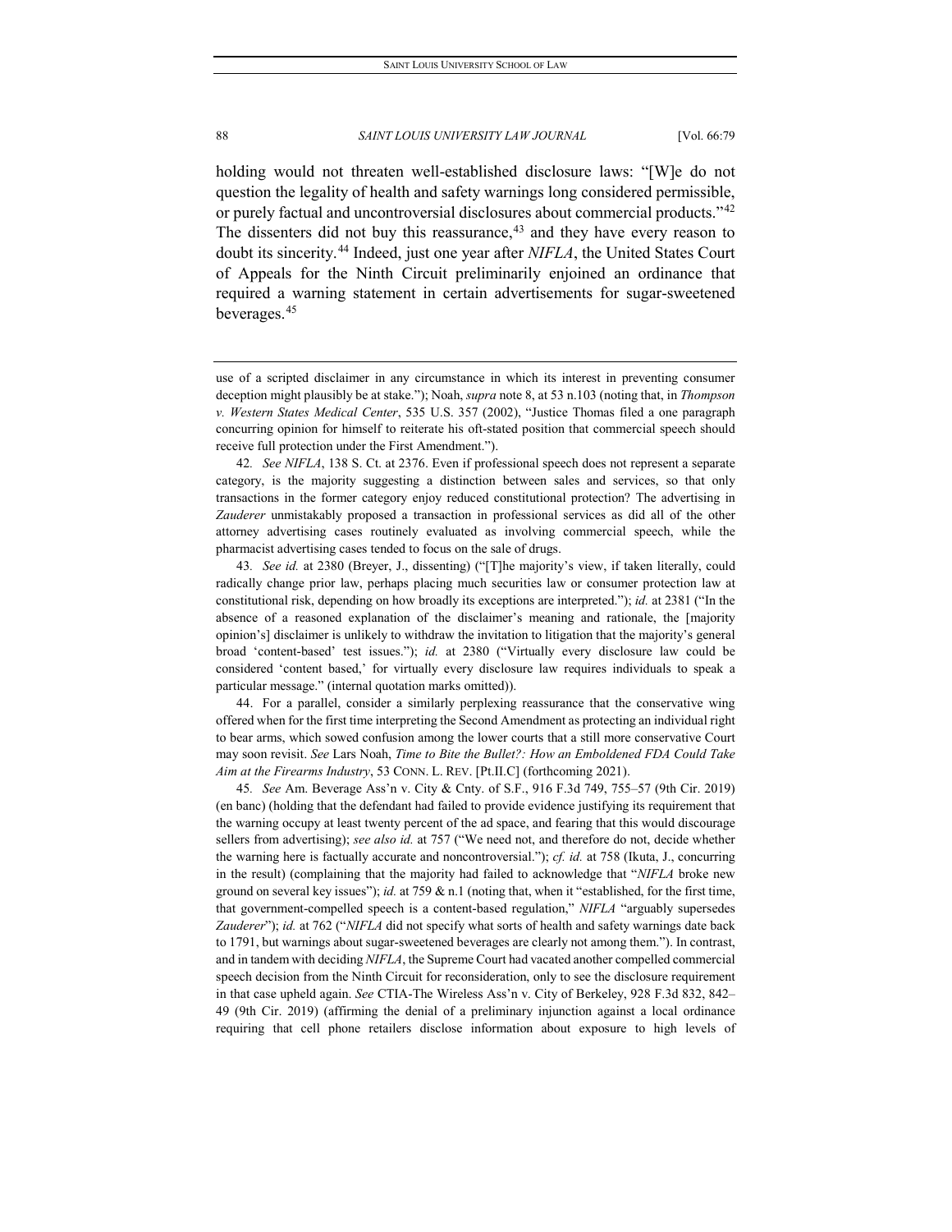holding would not threaten well-established disclosure laws: "[W]e do not question the legality of health and safety warnings long considered permissible, or purely factual and uncontroversial disclosures about commercial products."[42] The dissenters did not buy this reassurance,[43] and they have every reason to doubt its sincerity.[44] Indeed, just one year after *NIFLA*, the United States Court of Appeals for the Ninth Circuit preliminarily enjoined an ordinance that required a warning statement in certain advertisements for sugar-sweetened beverages.[45]

---

use of a scripted disclaimer in any circumstance in which its interest in preventing consumer deception might plausibly be at stake."); Noah, *supra* note 8, at 53 n.103 (noting that, in *Thompson v. Western States Medical Center*, 535 U.S. 357 (2002), "Justice Thomas filed a one paragraph concurring opinion for himself to reiterate his oft-stated position that commercial speech should receive full protection under the First Amendment.").

42. *See NIFLA*, 138 S. Ct. at 2376. Even if professional speech does not represent a separate category, is the majority suggesting a distinction between sales and services, so that only transactions in the former category enjoy reduced constitutional protection? The advertising in *Zauderer* unmistakably proposed a transaction in professional services as did all of the other attorney advertising cases routinely evaluated as involving commercial speech, while the pharmacist advertising cases tended to focus on the sale of drugs.

43. *See id.* at 2380 (Breyer, J., dissenting) ("[T]he majority's view, if taken literally, could radically change prior law, perhaps placing much securities law or consumer protection law at constitutional risk, depending on how broadly its exceptions are interpreted."); *id.* at 2381 ("In the absence of a reasoned explanation of the disclaimer's meaning and rationale, the [majority opinion's] disclaimer is unlikely to withdraw the invitation to litigation that the majority's general broad 'content-based' test issues."); *id.* at 2380 ("Virtually every disclosure law could be considered 'content based,' for virtually every disclosure law requires individuals to speak a particular message." (internal quotation marks omitted)).

44. For a parallel, consider a similarly perplexing reassurance that the conservative wing offered when for the first time interpreting the Second Amendment as protecting an individual right to bear arms, which sowed confusion among the lower courts that a still more conservative Court may soon revisit. *See* Lars Noah, *Time to Bite the Bullet?: How an Emboldened FDA Could Take Aim at the Firearms Industry*, 53 CONN. L. REV. [Pt.II.C] (forthcoming 2021).

45. *See* Am. Beverage Ass'n v. City & Cnty. of S.F., 916 F.3d 749, 755–57 (9th Cir. 2019) (en banc) (holding that the defendant had failed to provide evidence justifying its requirement that the warning occupy at least twenty percent of the ad space, and fearing that this would discourage sellers from advertising); *see also id.* at 757 ("We need not, and therefore do not, decide whether the warning here is factually accurate and noncontroversial."); *cf. id.* at 758 (Ikuta, J., concurring in the result) (complaining that the majority had failed to acknowledge that "*NIFLA* broke new ground on several key issues"); *id.* at 759 & n.1 (noting that, when it "established, for the first time, that government-compelled speech is a content-based regulation," *NIFLA* "arguably supersedes *Zauderer*"); *id.* at 762 ("*NIFLA* did not specify what sorts of health and safety warnings date back to 1791, but warnings about sugar-sweetened beverages are clearly not among them."). In contrast, and in tandem with deciding *NIFLA*, the Supreme Court had vacated another compelled commercial speech decision from the Ninth Circuit for reconsideration, only to see the disclosure requirement in that case upheld again. *See* CTIA-The Wireless Ass'n v. City of Berkeley, 928 F.3d 832, 842–49 (9th Cir. 2019) (affirming the denial of a preliminary injunction against a local ordinance requiring that cell phone retailers disclose information about exposure to high levels of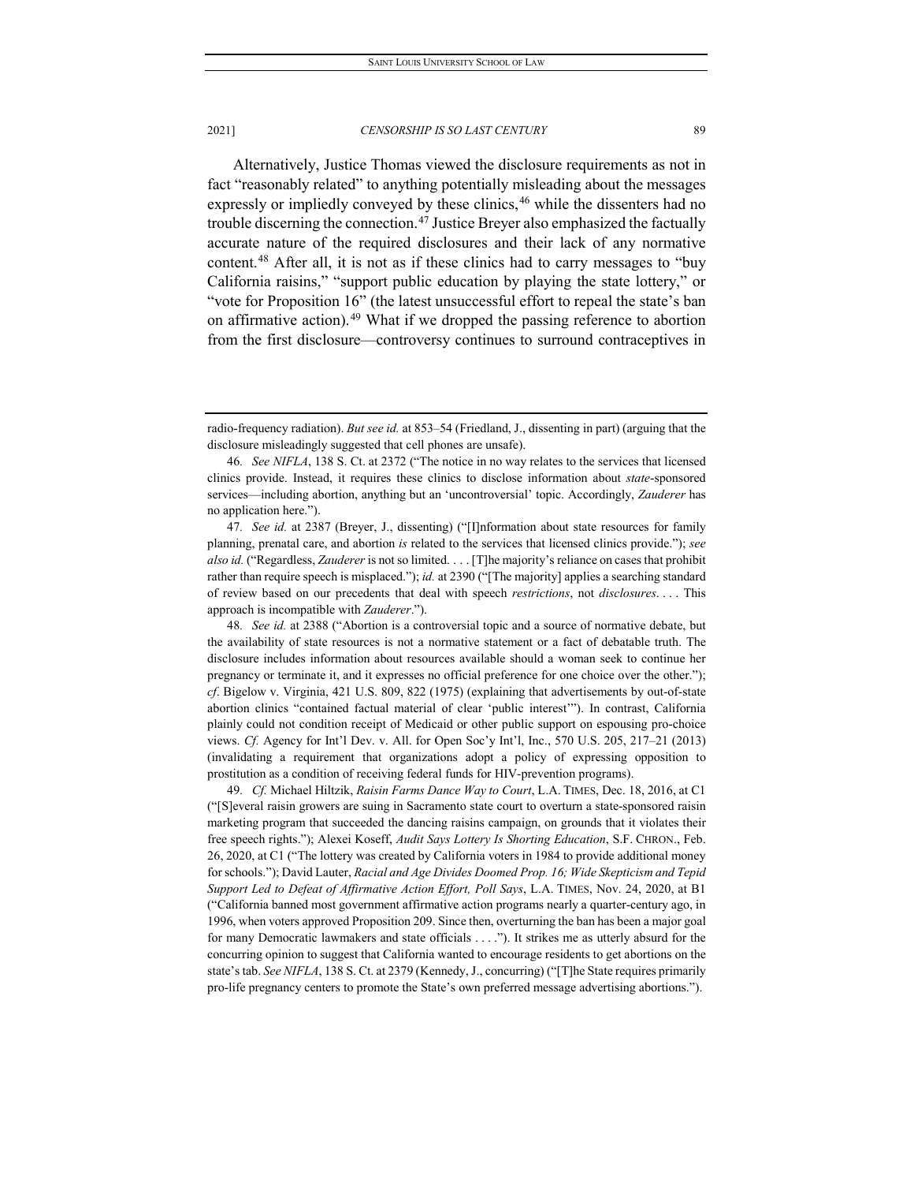Alternatively, Justice Thomas viewed the disclosure requirements as not in fact "reasonably related" to anything potentially misleading about the messages expressly or impliedly conveyed by these clinics,[46] while the dissenters had no trouble discerning the connection.[47] Justice Breyer also emphasized the factually accurate nature of the required disclosures and their lack of any normative content.[48] After all, it is not as if these clinics had to carry messages to "buy California raisins," "support public education by playing the state lottery," or "vote for Proposition 16" (the latest unsuccessful effort to repeal the state's ban on affirmative action).[49] What if we dropped the passing reference to abortion from the first disclosure—controversy continues to surround contraceptives in

---

radio-frequency radiation). *But see id.* at 853–54 (Friedland, J., dissenting in part) (arguing that the disclosure misleadingly suggested that cell phones are unsafe).

46. *See NIFLA*, 138 S. Ct. at 2372 ("The notice in no way relates to the services that licensed clinics provide. Instead, it requires these clinics to disclose information about *state*-sponsored services—including abortion, anything but an 'uncontroversial' topic. Accordingly, *Zauderer* has no application here.").

47. *See id.* at 2387 (Breyer, J., dissenting) ("[I]nformation about state resources for family planning, prenatal care, and abortion *is* related to the services that licensed clinics provide."); *see also id.* ("Regardless, *Zauderer* is not so limited. . . . [T]he majority's reliance on cases that prohibit rather than require speech is misplaced."); *id.* at 2390 ("[The majority] applies a searching standard of review based on our precedents that deal with speech *restrictions*, not *disclosures*. . . . This approach is incompatible with *Zauderer*.").

48. *See id.* at 2388 ("Abortion is a controversial topic and a source of normative debate, but the availability of state resources is not a normative statement or a fact of debatable truth. The disclosure includes information about resources available should a woman seek to continue her pregnancy or terminate it, and it expresses no official preference for one choice over the other."); *cf*. Bigelow v. Virginia, 421 U.S. 809, 822 (1975) (explaining that advertisements by out-of-state abortion clinics "contained factual material of clear 'public interest'"). In contrast, California plainly could not condition receipt of Medicaid or other public support on espousing pro-choice views. *Cf.* Agency for Int'l Dev. v. All. for Open Soc'y Int'l, Inc., 570 U.S. 205, 217–21 (2013) (invalidating a requirement that organizations adopt a policy of expressing opposition to prostitution as a condition of receiving federal funds for HIV-prevention programs).

49. *Cf.* Michael Hiltzik, *Raisin Farms Dance Way to Court*, L.A. TIMES, Dec. 18, 2016, at C1 ("[S]everal raisin growers are suing in Sacramento state court to overturn a state-sponsored raisin marketing program that succeeded the dancing raisins campaign, on grounds that it violates their free speech rights."); Alexei Koseff, *Audit Says Lottery Is Shorting Education*, S.F. CHRON., Feb. 26, 2020, at C1 ("The lottery was created by California voters in 1984 to provide additional money for schools."); David Lauter, *Racial and Age Divides Doomed Prop. 16; Wide Skepticism and Tepid Support Led to Defeat of Affirmative Action Effort, Poll Says*, L.A. TIMES, Nov. 24, 2020, at B1 ("California banned most government affirmative action programs nearly a quarter-century ago, in 1996, when voters approved Proposition 209. Since then, overturning the ban has been a major goal for many Democratic lawmakers and state officials . . . ."). It strikes me as utterly absurd for the concurring opinion to suggest that California wanted to encourage residents to get abortions on the state's tab. *See NIFLA*, 138 S. Ct. at 2379 (Kennedy, J., concurring) ("[T]he State requires primarily pro-life pregnancy centers to promote the State's own preferred message advertising abortions.").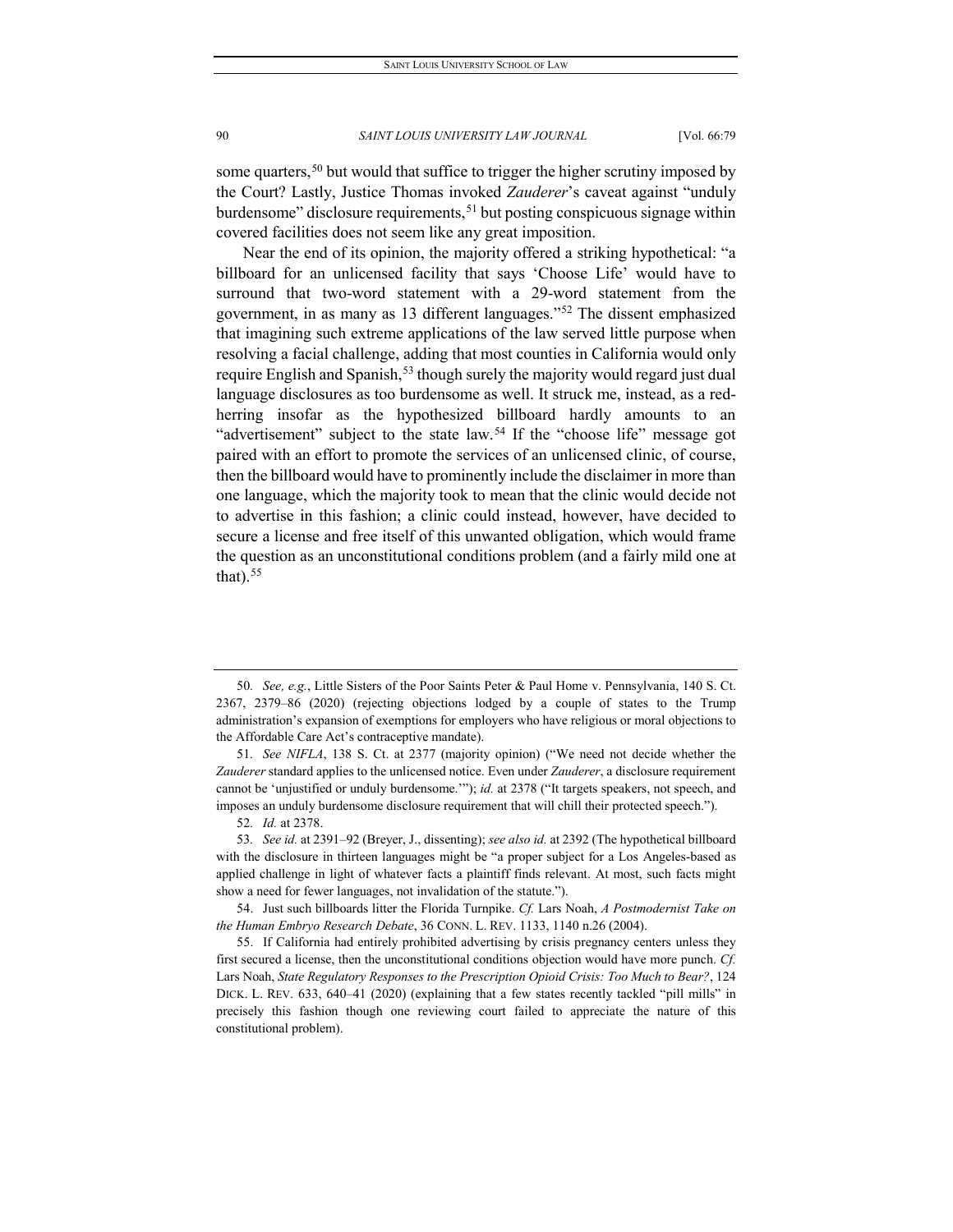some quarters,[50] but would that suffice to trigger the higher scrutiny imposed by the Court? Lastly, Justice Thomas invoked *Zauderer*'s caveat against "unduly burdensome" disclosure requirements,[51] but posting conspicuous signage within covered facilities does not seem like any great imposition.

Near the end of its opinion, the majority offered a striking hypothetical: "a billboard for an unlicensed facility that says 'Choose Life' would have to surround that two-word statement with a 29-word statement from the government, in as many as 13 different languages."[52] The dissent emphasized that imagining such extreme applications of the law served little purpose when resolving a facial challenge, adding that most counties in California would only require English and Spanish,[53] though surely the majority would regard just dual language disclosures as too burdensome as well. It struck me, instead, as a red-herring insofar as the hypothesized billboard hardly amounts to an "advertisement" subject to the state law.[54] If the "choose life" message got paired with an effort to promote the services of an unlicensed clinic, of course, then the billboard would have to prominently include the disclaimer in more than one language, which the majority took to mean that the clinic would decide not to advertise in this fashion; a clinic could instead, however, have decided to secure a license and free itself of this unwanted obligation, which would frame the question as an unconstitutional conditions problem (and a fairly mild one at that).[55]

---

50. *See, e.g.*, Little Sisters of the Poor Saints Peter & Paul Home v. Pennsylvania, 140 S. Ct. 2367, 2379–86 (2020) (rejecting objections lodged by a couple of states to the Trump administration's expansion of exemptions for employers who have religious or moral objections to the Affordable Care Act's contraceptive mandate).

51. *See NIFLA*, 138 S. Ct. at 2377 (majority opinion) ("We need not decide whether the *Zauderer* standard applies to the unlicensed notice. Even under *Zauderer*, a disclosure requirement cannot be 'unjustified or unduly burdensome.'"); *id.* at 2378 ("It targets speakers, not speech, and imposes an unduly burdensome disclosure requirement that will chill their protected speech.").

52. *Id.* at 2378.

53. *See id.* at 2391–92 (Breyer, J., dissenting); *see also id.* at 2392 (The hypothetical billboard with the disclosure in thirteen languages might be "a proper subject for a Los Angeles-based as applied challenge in light of whatever facts a plaintiff finds relevant. At most, such facts might show a need for fewer languages, not invalidation of the statute.").

54. Just such billboards litter the Florida Turnpike. *Cf.* Lars Noah, *A Postmodernist Take on the Human Embryo Research Debate*, 36 CONN. L. REV. 1133, 1140 n.26 (2004).

55. If California had entirely prohibited advertising by crisis pregnancy centers unless they first secured a license, then the unconstitutional conditions objection would have more punch. *Cf.* Lars Noah, *State Regulatory Responses to the Prescription Opioid Crisis: Too Much to Bear?*, 124 DICK. L. REV. 633, 640–41 (2020) (explaining that a few states recently tackled "pill mills" in precisely this fashion though one reviewing court failed to appreciate the nature of this constitutional problem).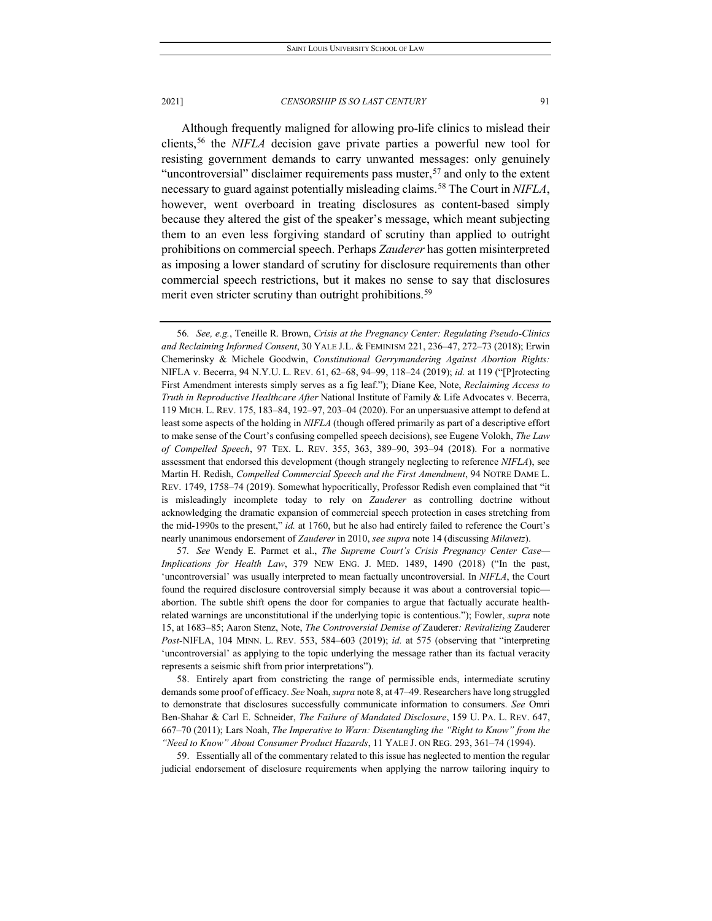Although frequently maligned for allowing pro-life clinics to mislead their clients,[56] the *NIFLA* decision gave private parties a powerful new tool for resisting government demands to carry unwanted messages: only genuinely "uncontroversial" disclaimer requirements pass muster,[57] and only to the extent necessary to guard against potentially misleading claims.[58] The Court in *NIFLA*, however, went overboard in treating disclosures as content-based simply because they altered the gist of the speaker's message, which meant subjecting them to an even less forgiving standard of scrutiny than applied to outright prohibitions on commercial speech. Perhaps *Zauderer* has gotten misinterpreted as imposing a lower standard of scrutiny for disclosure requirements than other commercial speech restrictions, but it makes no sense to say that disclosures merit even stricter scrutiny than outright prohibitions.[59]

---

56. *See, e.g.*, Teneille R. Brown, *Crisis at the Pregnancy Center: Regulating Pseudo-Clinics and Reclaiming Informed Consent*, 30 YALE J.L. & FEMINISM 221, 236–47, 272–73 (2018); Erwin Chemerinsky & Michele Goodwin, *Constitutional Gerrymandering Against Abortion Rights:* NIFLA v. Becerra, 94 N.Y.U. L. REV. 61, 62–68, 94–99, 118–24 (2019); *id.* at 119 ("[P]rotecting First Amendment interests simply serves as a fig leaf."); Diane Kee, Note, *Reclaiming Access to Truth in Reproductive Healthcare After* National Institute of Family & Life Advocates v. Becerra, 119 MICH. L. REV. 175, 183–84, 192–97, 203–04 (2020). For an unpersuasive attempt to defend at least some aspects of the holding in *NIFLA* (though offered primarily as part of a descriptive effort to make sense of the Court's confusing compelled speech decisions), see Eugene Volokh, *The Law of Compelled Speech*, 97 TEX. L. REV. 355, 363, 389–90, 393–94 (2018). For a normative assessment that endorsed this development (though strangely neglecting to reference *NIFLA*), see Martin H. Redish, *Compelled Commercial Speech and the First Amendment*, 94 NOTRE DAME L. REV. 1749, 1758–74 (2019). Somewhat hypocritically, Professor Redish even complained that "it is misleadingly incomplete today to rely on *Zauderer* as controlling doctrine without acknowledging the dramatic expansion of commercial speech protection in cases stretching from the mid-1990s to the present," *id.* at 1760, but he also had entirely failed to reference the Court's nearly unanimous endorsement of *Zauderer* in 2010, *see supra* note 14 (discussing *Milavetz*).

57. *See* Wendy E. Parmet et al., *The Supreme Court's Crisis Pregnancy Center Case—Implications for Health Law*, 379 NEW ENG. J. MED. 1489, 1490 (2018) ("In the past, 'uncontroversial' was usually interpreted to mean factually uncontroversial. In *NIFLA*, the Court found the required disclosure controversial simply because it was about a controversial topic—abortion. The subtle shift opens the door for companies to argue that factually accurate health-related warnings are unconstitutional if the underlying topic is contentious."); Fowler, *supra* note 15, at 1683–85; Aaron Stenz, Note, *The Controversial Demise of* Zauderer*: Revitalizing* Zauderer *Post-*NIFLA, 104 MINN. L. REV. 553, 584–603 (2019); *id.* at 575 (observing that "interpreting 'uncontroversial' as applying to the topic underlying the message rather than its factual veracity represents a seismic shift from prior interpretations").

58. Entirely apart from constricting the range of permissible ends, intermediate scrutiny demands some proof of efficacy. *See* Noah, *supra* note 8, at 47–49. Researchers have long struggled to demonstrate that disclosures successfully communicate information to consumers. *See* Omri Ben-Shahar & Carl E. Schneider, *The Failure of Mandated Disclosure*, 159 U. PA. L. REV. 647, 667–70 (2011); Lars Noah, *The Imperative to Warn: Disentangling the "Right to Know" from the "Need to Know" About Consumer Product Hazards*, 11 YALE J. ON REG. 293, 361–74 (1994).

59. Essentially all of the commentary related to this issue has neglected to mention the regular judicial endorsement of disclosure requirements when applying the narrow tailoring inquiry to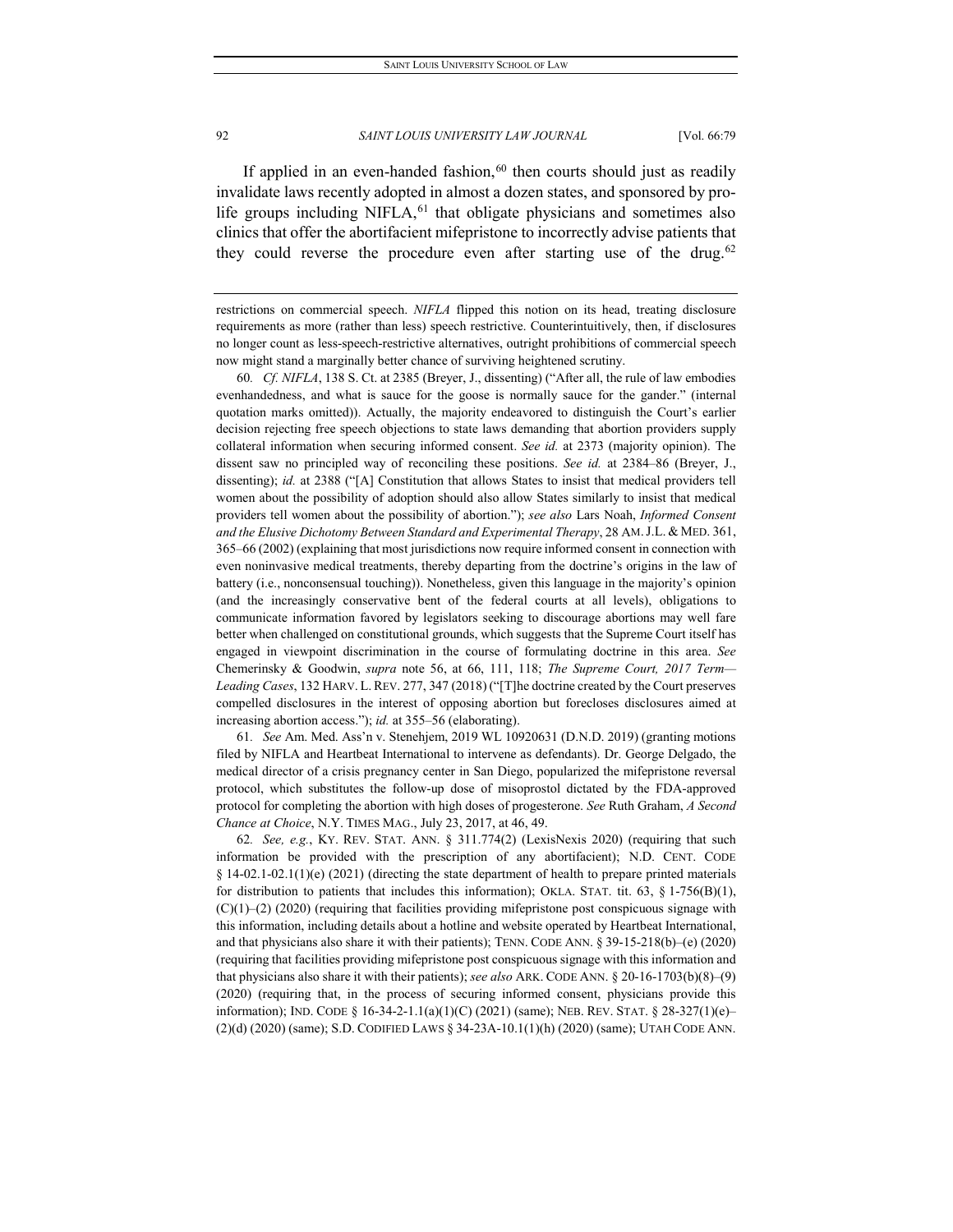If applied in an even-handed fashion,[60] then courts should just as readily invalidate laws recently adopted in almost a dozen states, and sponsored by pro-life groups including NIFLA,[61] that obligate physicians and sometimes also clinics that offer the abortifacient mifepristone to incorrectly advise patients that they could reverse the procedure even after starting use of the drug.[62]

---

restrictions on commercial speech. *NIFLA* flipped this notion on its head, treating disclosure requirements as more (rather than less) speech restrictive. Counterintuitively, then, if disclosures no longer count as less-speech-restrictive alternatives, outright prohibitions of commercial speech now might stand a marginally better chance of surviving heightened scrutiny.

60. *Cf. NIFLA*, 138 S. Ct. at 2385 (Breyer, J., dissenting) ("After all, the rule of law embodies evenhandedness, and what is sauce for the goose is normally sauce for the gander." (internal quotation marks omitted)). Actually, the majority endeavored to distinguish the Court's earlier decision rejecting free speech objections to state laws demanding that abortion providers supply collateral information when securing informed consent. *See id.* at 2373 (majority opinion). The dissent saw no principled way of reconciling these positions. *See id.* at 2384–86 (Breyer, J., dissenting); *id.* at 2388 ("[A] Constitution that allows States to insist that medical providers tell women about the possibility of adoption should also allow States similarly to insist that medical providers tell women about the possibility of abortion."); *see also* Lars Noah, *Informed Consent and the Elusive Dichotomy Between Standard and Experimental Therapy*, 28 AM. J.L. & MED. 361, 365–66 (2002) (explaining that most jurisdictions now require informed consent in connection with even noninvasive medical treatments, thereby departing from the doctrine's origins in the law of battery (i.e., nonconsensual touching)). Nonetheless, given this language in the majority's opinion (and the increasingly conservative bent of the federal courts at all levels), obligations to communicate information favored by legislators seeking to discourage abortions may well fare better when challenged on constitutional grounds, which suggests that the Supreme Court itself has engaged in viewpoint discrimination in the course of formulating doctrine in this area. *See* Chemerinsky & Goodwin, *supra* note 56, at 66, 111, 118; *The Supreme Court, 2017 Term—Leading Cases*, 132 HARV. L. REV. 277, 347 (2018) ("[T]he doctrine created by the Court preserves compelled disclosures in the interest of opposing abortion but forecloses disclosures aimed at increasing abortion access."); *id.* at 355–56 (elaborating).

61. *See* Am. Med. Ass'n v. Stenehjem, 2019 WL 10920631 (D.N.D. 2019) (granting motions filed by NIFLA and Heartbeat International to intervene as defendants). Dr. George Delgado, the medical director of a crisis pregnancy center in San Diego, popularized the mifepristone reversal protocol, which substitutes the follow-up dose of misoprostol dictated by the FDA-approved protocol for completing the abortion with high doses of progesterone. *See* Ruth Graham, *A Second Chance at Choice*, N.Y. TIMES MAG., July 23, 2017, at 46, 49.

62. *See, e.g.*, KY. REV. STAT. ANN. § 311.774(2) (LexisNexis 2020) (requiring that such information be provided with the prescription of any abortifacient); N.D. CENT. CODE § 14-02.1-02.1(1)(e) (2021) (directing the state department of health to prepare printed materials for distribution to patients that includes this information); OKLA. STAT. tit. 63, § 1-756(B)(1), (C)(1)–(2) (2020) (requiring that facilities providing mifepristone post conspicuous signage with this information, including details about a hotline and website operated by Heartbeat International, and that physicians also share it with their patients); TENN. CODE ANN. § 39-15-218(b)–(e) (2020) (requiring that facilities providing mifepristone post conspicuous signage with this information and that physicians also share it with their patients); *see also* ARK. CODE ANN. § 20-16-1703(b)(8)–(9) (2020) (requiring that, in the process of securing informed consent, physicians provide this information); IND. CODE § 16-34-2-1.1(a)(1)(C) (2021) (same); NEB. REV. STAT. § 28-327(1)(e)–(2)(d) (2020) (same); S.D. CODIFIED LAWS § 34-23A-10.1(1)(h) (2020) (same); UTAH CODE ANN.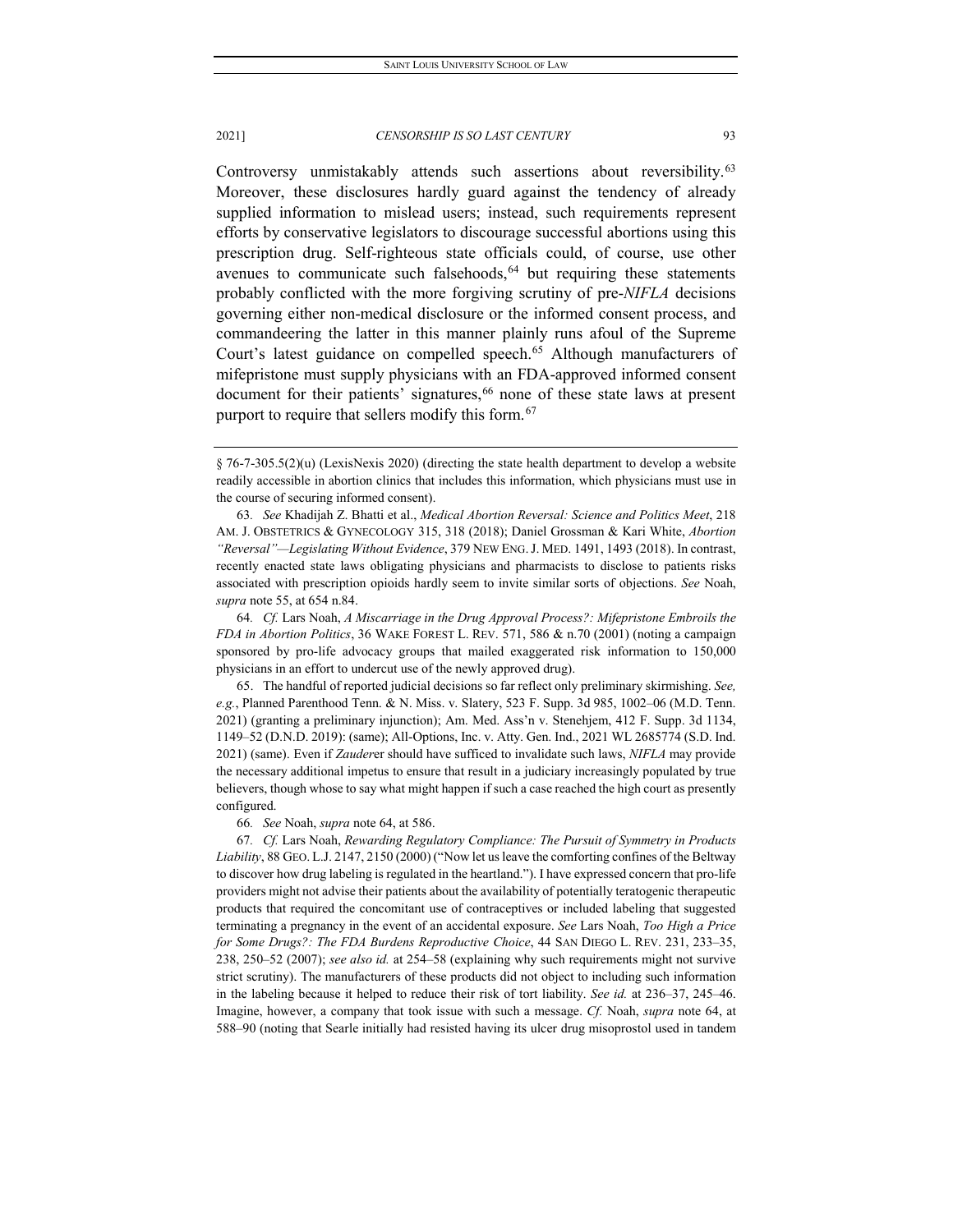Controversy unmistakably attends such assertions about reversibility.[63] Moreover, these disclosures hardly guard against the tendency of already supplied information to mislead users; instead, such requirements represent efforts by conservative legislators to discourage successful abortions using this prescription drug. Self-righteous state officials could, of course, use other avenues to communicate such falsehoods,[64] but requiring these statements probably conflicted with the more forgiving scrutiny of pre-*NIFLA* decisions governing either non-medical disclosure or the informed consent process, and commandeering the latter in this manner plainly runs afoul of the Supreme Court's latest guidance on compelled speech.[65] Although manufacturers of mifepristone must supply physicians with an FDA-approved informed consent document for their patients' signatures,[66] none of these state laws at present purport to require that sellers modify this form.[67]

---

§ 76-7-305.5(2)(u) (LexisNexis 2020) (directing the state health department to develop a website readily accessible in abortion clinics that includes this information, which physicians must use in the course of securing informed consent).

63. *See* Khadijah Z. Bhatti et al., *Medical Abortion Reversal: Science and Politics Meet*, 218 AM. J. OBSTETRICS & GYNECOLOGY 315, 318 (2018); Daniel Grossman & Kari White, *Abortion "Reversal"—Legislating Without Evidence*, 379 NEW ENG. J. MED. 1491, 1493 (2018). In contrast, recently enacted state laws obligating physicians and pharmacists to disclose to patients risks associated with prescription opioids hardly seem to invite similar sorts of objections. *See* Noah, *supra* note 55, at 654 n.84.

64. *Cf.* Lars Noah, *A Miscarriage in the Drug Approval Process?: Mifepristone Embroils the FDA in Abortion Politics*, 36 WAKE FOREST L. REV. 571, 586 & n.70 (2001) (noting a campaign sponsored by pro-life advocacy groups that mailed exaggerated risk information to 150,000 physicians in an effort to undercut use of the newly approved drug).

65. The handful of reported judicial decisions so far reflect only preliminary skirmishing. *See, e.g.*, Planned Parenthood Tenn. & N. Miss. v. Slatery, 523 F. Supp. 3d 985, 1002–06 (M.D. Tenn. 2021) (granting a preliminary injunction); Am. Med. Ass'n v. Stenehjem, 412 F. Supp. 3d 1134, 1149–52 (D.N.D. 2019): (same); All-Options, Inc. v. Atty. Gen. Ind., 2021 WL 2685774 (S.D. Ind. 2021) (same). Even if *Zauder*er should have sufficed to invalidate such laws, *NIFLA* may provide the necessary additional impetus to ensure that result in a judiciary increasingly populated by true believers, though whose to say what might happen if such a case reached the high court as presently configured.

66. *See* Noah, *supra* note 64, at 586.

67. *Cf.* Lars Noah, *Rewarding Regulatory Compliance: The Pursuit of Symmetry in Products Liability*, 88 GEO. L.J. 2147, 2150 (2000) ("Now let us leave the comforting confines of the Beltway to discover how drug labeling is regulated in the heartland."). I have expressed concern that pro-life providers might not advise their patients about the availability of potentially teratogenic therapeutic products that required the concomitant use of contraceptives or included labeling that suggested terminating a pregnancy in the event of an accidental exposure. *See* Lars Noah, *Too High a Price for Some Drugs?: The FDA Burdens Reproductive Choice*, 44 SAN DIEGO L. REV. 231, 233–35, 238, 250–52 (2007); *see also id.* at 254–58 (explaining why such requirements might not survive strict scrutiny). The manufacturers of these products did not object to including such information in the labeling because it helped to reduce their risk of tort liability. *See id.* at 236–37, 245–46. Imagine, however, a company that took issue with such a message. *Cf.* Noah, *supra* note 64, at 588–90 (noting that Searle initially had resisted having its ulcer drug misoprostol used in tandem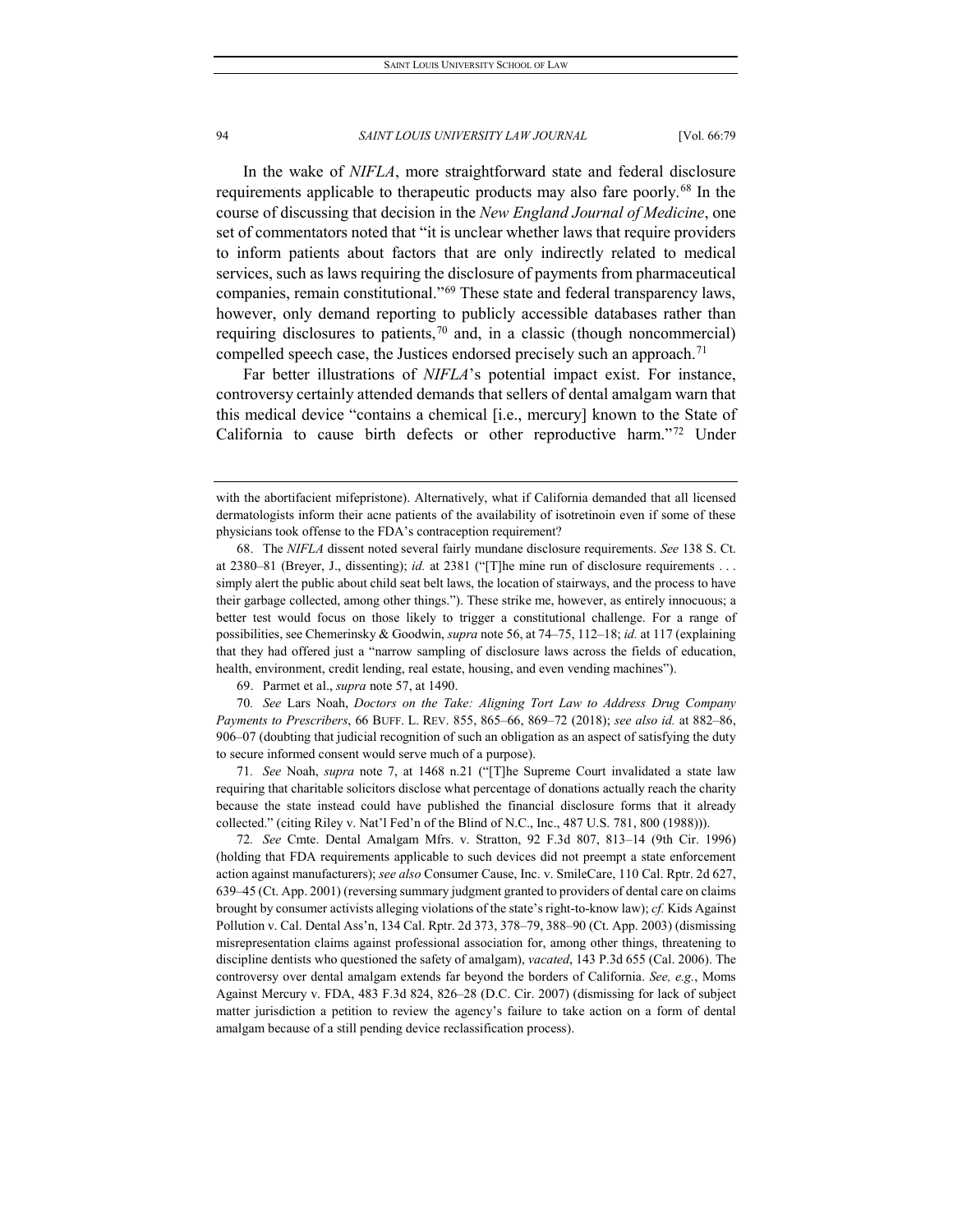In the wake of *NIFLA*, more straightforward state and federal disclosure requirements applicable to therapeutic products may also fare poorly.[68] In the course of discussing that decision in the *New England Journal of Medicine*, one set of commentators noted that "it is unclear whether laws that require providers to inform patients about factors that are only indirectly related to medical services, such as laws requiring the disclosure of payments from pharmaceutical companies, remain constitutional."[69] These state and federal transparency laws, however, only demand reporting to publicly accessible databases rather than requiring disclosures to patients,[70] and, in a classic (though noncommercial) compelled speech case, the Justices endorsed precisely such an approach.[71]

Far better illustrations of *NIFLA*'s potential impact exist. For instance, controversy certainly attended demands that sellers of dental amalgam warn that this medical device "contains a chemical [i.e., mercury] known to the State of California to cause birth defects or other reproductive harm."[72] Under

---

with the abortifacient mifepristone). Alternatively, what if California demanded that all licensed dermatologists inform their acne patients of the availability of isotretinoin even if some of these physicians took offense to the FDA's contraception requirement?

68. The *NIFLA* dissent noted several fairly mundane disclosure requirements. *See* 138 S. Ct. at 2380–81 (Breyer, J., dissenting); *id.* at 2381 ("[T]he mine run of disclosure requirements . . . simply alert the public about child seat belt laws, the location of stairways, and the process to have their garbage collected, among other things."). These strike me, however, as entirely innocuous; a better test would focus on those likely to trigger a constitutional challenge. For a range of possibilities, see Chemerinsky & Goodwin, *supra* note 56, at 74–75, 112–18; *id.* at 117 (explaining that they had offered just a "narrow sampling of disclosure laws across the fields of education, health, environment, credit lending, real estate, housing, and even vending machines").

69. Parmet et al., *supra* note 57, at 1490.

70. *See* Lars Noah, *Doctors on the Take: Aligning Tort Law to Address Drug Company Payments to Prescribers*, 66 BUFF. L. REV. 855, 865–66, 869–72 (2018); *see also id.* at 882–86, 906–07 (doubting that judicial recognition of such an obligation as an aspect of satisfying the duty to secure informed consent would serve much of a purpose).

71. *See* Noah, *supra* note 7, at 1468 n.21 ("[T]he Supreme Court invalidated a state law requiring that charitable solicitors disclose what percentage of donations actually reach the charity because the state instead could have published the financial disclosure forms that it already collected." (citing Riley v. Nat'l Fed'n of the Blind of N.C., Inc., 487 U.S. 781, 800 (1988))).

72. *See* Cmte. Dental Amalgam Mfrs. v. Stratton, 92 F.3d 807, 813–14 (9th Cir. 1996) (holding that FDA requirements applicable to such devices did not preempt a state enforcement action against manufacturers); *see also* Consumer Cause, Inc. v. SmileCare, 110 Cal. Rptr. 2d 627, 639–45 (Ct. App. 2001) (reversing summary judgment granted to providers of dental care on claims brought by consumer activists alleging violations of the state's right-to-know law); *cf.* Kids Against Pollution v. Cal. Dental Ass'n, 134 Cal. Rptr. 2d 373, 378–79, 388–90 (Ct. App. 2003) (dismissing misrepresentation claims against professional association for, among other things, threatening to discipline dentists who questioned the safety of amalgam), *vacated*, 143 P.3d 655 (Cal. 2006). The controversy over dental amalgam extends far beyond the borders of California. *See, e.g.*, Moms Against Mercury v. FDA, 483 F.3d 824, 826–28 (D.C. Cir. 2007) (dismissing for lack of subject matter jurisdiction a petition to review the agency's failure to take action on a form of dental amalgam because of a still pending device reclassification process).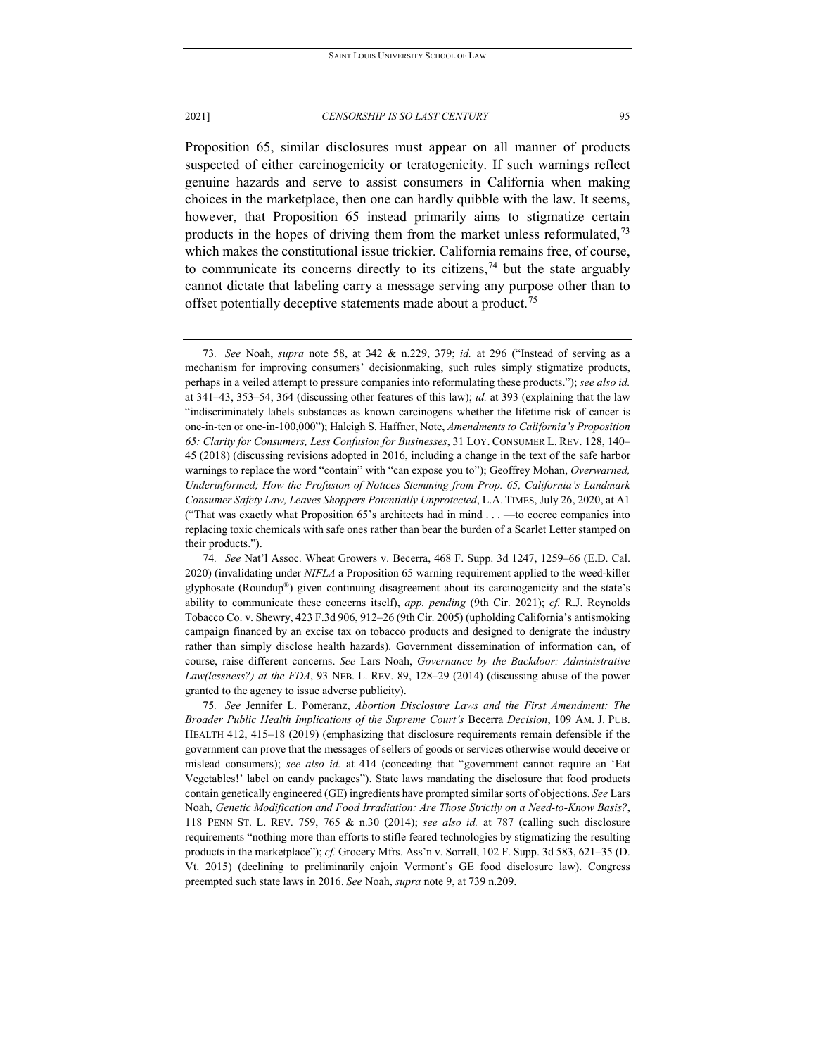Proposition 65, similar disclosures must appear on all manner of products suspected of either carcinogenicity or teratogenicity. If such warnings reflect genuine hazards and serve to assist consumers in California when making choices in the marketplace, then one can hardly quibble with the law. It seems, however, that Proposition 65 instead primarily aims to stigmatize certain products in the hopes of driving them from the market unless reformulated,[73] which makes the constitutional issue trickier. California remains free, of course, to communicate its concerns directly to its citizens,[74] but the state arguably cannot dictate that labeling carry a message serving any purpose other than to offset potentially deceptive statements made about a product.[75]

---

73. *See* Noah, *supra* note 58, at 342 & n.229, 379; *id.* at 296 ("Instead of serving as a mechanism for improving consumers' decisionmaking, such rules simply stigmatize products, perhaps in a veiled attempt to pressure companies into reformulating these products."); *see also id.* at 341–43, 353–54, 364 (discussing other features of this law); *id.* at 393 (explaining that the law "indiscriminately labels substances as known carcinogens whether the lifetime risk of cancer is one-in-ten or one-in-100,000"); Haleigh S. Haffner, Note, *Amendments to California's Proposition 65: Clarity for Consumers, Less Confusion for Businesses*, 31 LOY. CONSUMER L. REV. 128, 140–45 (2018) (discussing revisions adopted in 2016, including a change in the text of the safe harbor warnings to replace the word "contain" with "can expose you to"); Geoffrey Mohan, *Overwarned, Underinformed; How the Profusion of Notices Stemming from Prop. 65, California's Landmark Consumer Safety Law, Leaves Shoppers Potentially Unprotected*, L.A. TIMES, July 26, 2020, at A1 ("That was exactly what Proposition 65's architects had in mind . . . —to coerce companies into replacing toxic chemicals with safe ones rather than bear the burden of a Scarlet Letter stamped on their products.").

74. *See* Nat'l Assoc. Wheat Growers v. Becerra, 468 F. Supp. 3d 1247, 1259–66 (E.D. Cal. 2020) (invalidating under *NIFLA* a Proposition 65 warning requirement applied to the weed-killer glyphosate (Roundup®) given continuing disagreement about its carcinogenicity and the state's ability to communicate these concerns itself), *app. pending* (9th Cir. 2021); *cf.* R.J. Reynolds Tobacco Co. v. Shewry, 423 F.3d 906, 912–26 (9th Cir. 2005) (upholding California's antismoking campaign financed by an excise tax on tobacco products and designed to denigrate the industry rather than simply disclose health hazards). Government dissemination of information can, of course, raise different concerns. *See* Lars Noah, *Governance by the Backdoor: Administrative Law(lessness?) at the FDA*, 93 NEB. L. REV. 89, 128–29 (2014) (discussing abuse of the power granted to the agency to issue adverse publicity).

75. *See* Jennifer L. Pomeranz, *Abortion Disclosure Laws and the First Amendment: The Broader Public Health Implications of the Supreme Court's* Becerra *Decision*, 109 AM. J. PUB. HEALTH 412, 415–18 (2019) (emphasizing that disclosure requirements remain defensible if the government can prove that the messages of sellers of goods or services otherwise would deceive or mislead consumers); *see also id.* at 414 (conceding that "government cannot require an 'Eat Vegetables!' label on candy packages"). State laws mandating the disclosure that food products contain genetically engineered (GE) ingredients have prompted similar sorts of objections. *See* Lars Noah, *Genetic Modification and Food Irradiation: Are Those Strictly on a Need-to-Know Basis?*, 118 PENN ST. L. REV. 759, 765 & n.30 (2014); *see also id.* at 787 (calling such disclosure requirements "nothing more than efforts to stifle feared technologies by stigmatizing the resulting products in the marketplace"); *cf.* Grocery Mfrs. Ass'n v. Sorrell, 102 F. Supp. 3d 583, 621–35 (D. Vt. 2015) (declining to preliminarily enjoin Vermont's GE food disclosure law). Congress preempted such state laws in 2016. *See* Noah, *supra* note 9, at 739 n.209.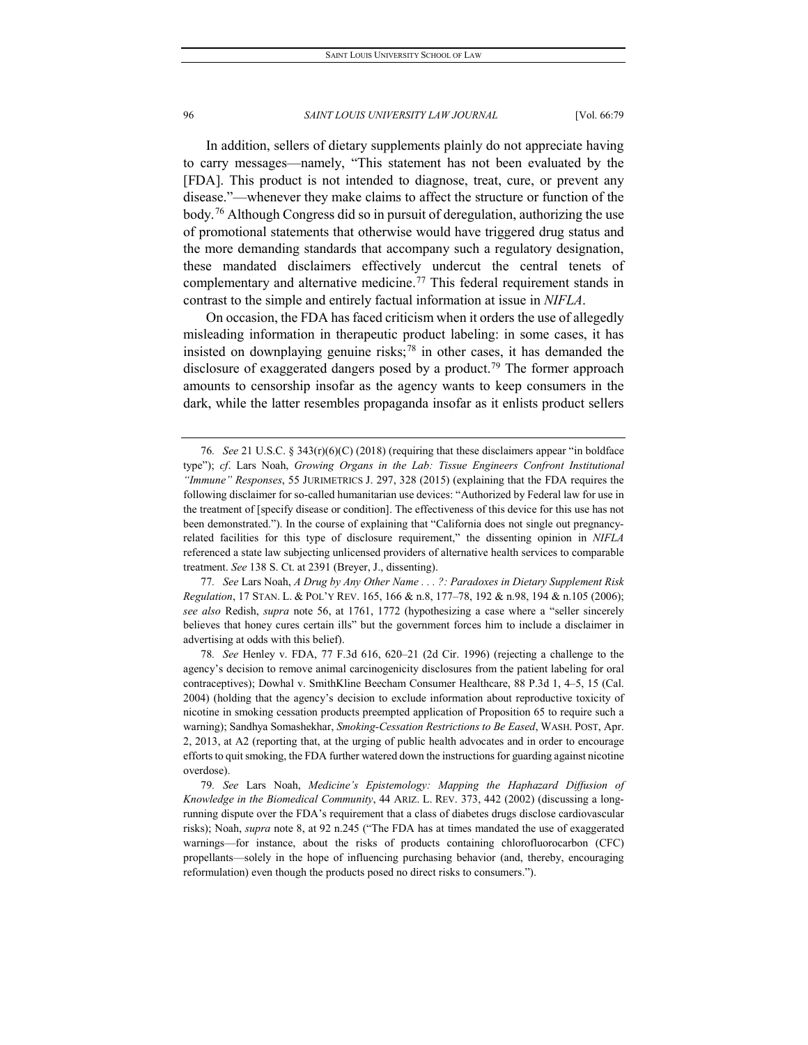In addition, sellers of dietary supplements plainly do not appreciate having to carry messages—namely, "This statement has not been evaluated by the [FDA]. This product is not intended to diagnose, treat, cure, or prevent any disease."—whenever they make claims to affect the structure or function of the body.[76] Although Congress did so in pursuit of deregulation, authorizing the use of promotional statements that otherwise would have triggered drug status and the more demanding standards that accompany such a regulatory designation, these mandated disclaimers effectively undercut the central tenets of complementary and alternative medicine.[77] This federal requirement stands in contrast to the simple and entirely factual information at issue in *NIFLA*.

On occasion, the FDA has faced criticism when it orders the use of allegedly misleading information in therapeutic product labeling: in some cases, it has insisted on downplaying genuine risks;[78] in other cases, it has demanded the disclosure of exaggerated dangers posed by a product.[79] The former approach amounts to censorship insofar as the agency wants to keep consumers in the dark, while the latter resembles propaganda insofar as it enlists product sellers

---

76. *See* 21 U.S.C. § 343(r)(6)(C) (2018) (requiring that these disclaimers appear "in boldface type"); *cf*. Lars Noah, *Growing Organs in the Lab: Tissue Engineers Confront Institutional "Immune" Responses*, 55 JURIMETRICS J. 297, 328 (2015) (explaining that the FDA requires the following disclaimer for so-called humanitarian use devices: "Authorized by Federal law for use in the treatment of [specify disease or condition]. The effectiveness of this device for this use has not been demonstrated."). In the course of explaining that "California does not single out pregnancy-related facilities for this type of disclosure requirement," the dissenting opinion in *NIFLA* referenced a state law subjecting unlicensed providers of alternative health services to comparable treatment. *See* 138 S. Ct. at 2391 (Breyer, J., dissenting).

77. *See* Lars Noah, *A Drug by Any Other Name . . . ?: Paradoxes in Dietary Supplement Risk Regulation*, 17 STAN. L. & POL'Y REV. 165, 166 & n.8, 177–78, 192 & n.98, 194 & n.105 (2006); *see also* Redish, *supra* note 56, at 1761, 1772 (hypothesizing a case where a "seller sincerely believes that honey cures certain ills" but the government forces him to include a disclaimer in advertising at odds with this belief).

78. *See* Henley v. FDA, 77 F.3d 616, 620–21 (2d Cir. 1996) (rejecting a challenge to the agency's decision to remove animal carcinogenicity disclosures from the patient labeling for oral contraceptives); Dowhal v. SmithKline Beecham Consumer Healthcare, 88 P.3d 1, 4–5, 15 (Cal. 2004) (holding that the agency's decision to exclude information about reproductive toxicity of nicotine in smoking cessation products preempted application of Proposition 65 to require such a warning); Sandhya Somashekhar, *Smoking-Cessation Restrictions to Be Eased*, WASH. POST, Apr. 2, 2013, at A2 (reporting that, at the urging of public health advocates and in order to encourage efforts to quit smoking, the FDA further watered down the instructions for guarding against nicotine overdose).

79. *See* Lars Noah, *Medicine's Epistemology: Mapping the Haphazard Diffusion of Knowledge in the Biomedical Community*, 44 ARIZ. L. REV. 373, 442 (2002) (discussing a long-running dispute over the FDA's requirement that a class of diabetes drugs disclose cardiovascular risks); Noah, *supra* note 8, at 92 n.245 ("The FDA has at times mandated the use of exaggerated warnings—for instance, about the risks of products containing chlorofluorocarbon (CFC) propellants—solely in the hope of influencing purchasing behavior (and, thereby, encouraging reformulation) even though the products posed no direct risks to consumers.").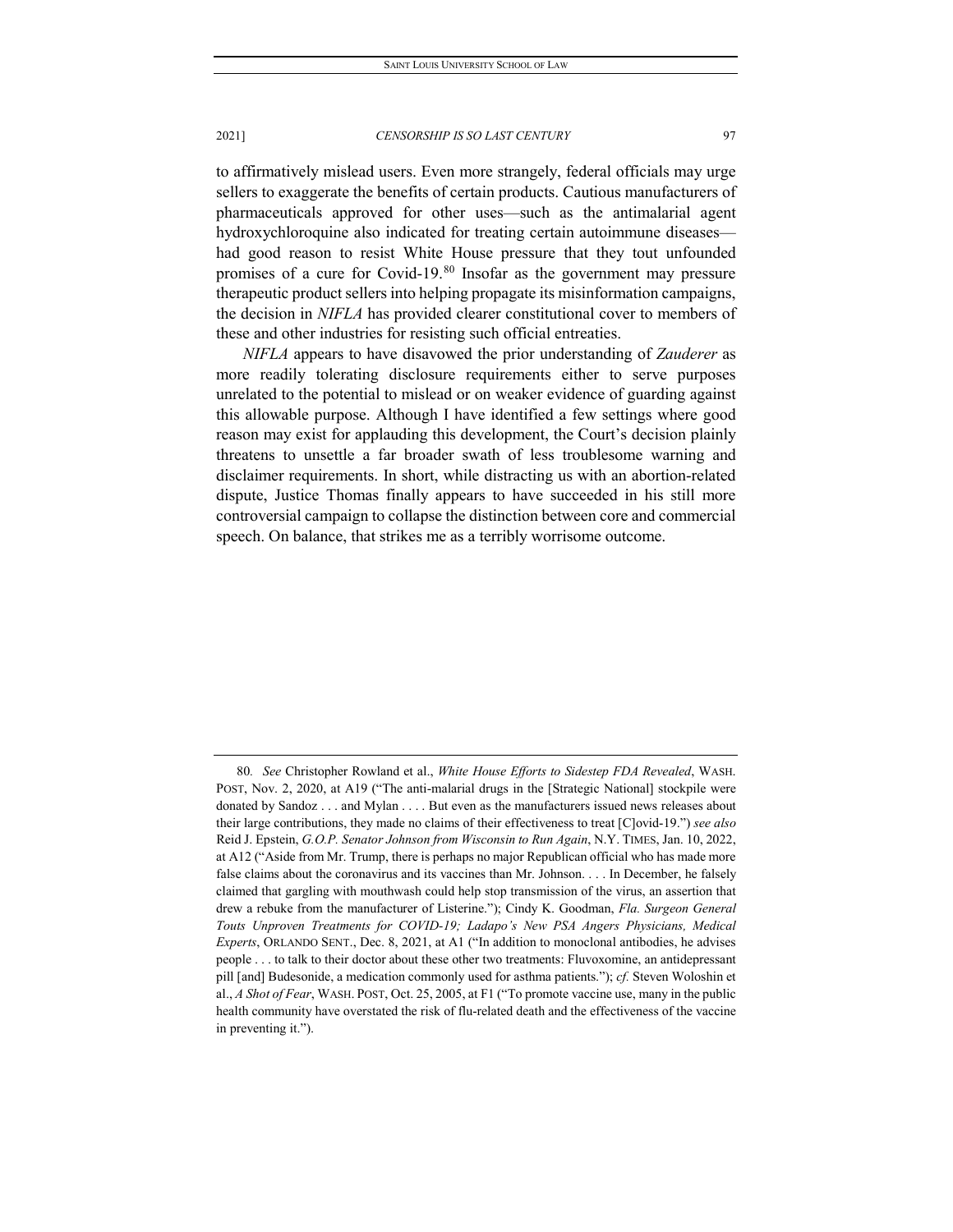to affirmatively mislead users. Even more strangely, federal officials may urge sellers to exaggerate the benefits of certain products. Cautious manufacturers of pharmaceuticals approved for other uses—such as the antimalarial agent hydroxychloroquine also indicated for treating certain autoimmune diseases—had good reason to resist White House pressure that they tout unfounded promises of a cure for Covid-19.[80] Insofar as the government may pressure therapeutic product sellers into helping propagate its misinformation campaigns, the decision in *NIFLA* has provided clearer constitutional cover to members of these and other industries for resisting such official entreaties.

*NIFLA* appears to have disavowed the prior understanding of *Zauderer* as more readily tolerating disclosure requirements either to serve purposes unrelated to the potential to mislead or on weaker evidence of guarding against this allowable purpose. Although I have identified a few settings where good reason may exist for applauding this development, the Court's decision plainly threatens to unsettle a far broader swath of less troublesome warning and disclaimer requirements. In short, while distracting us with an abortion-related dispute, Justice Thomas finally appears to have succeeded in his still more controversial campaign to collapse the distinction between core and commercial speech. On balance, that strikes me as a terribly worrisome outcome.

---

80. *See* Christopher Rowland et al., *White House Efforts to Sidestep FDA Revealed*, WASH. POST, Nov. 2, 2020, at A19 ("The anti-malarial drugs in the [Strategic National] stockpile were donated by Sandoz . . . and Mylan . . . . But even as the manufacturers issued news releases about their large contributions, they made no claims of their effectiveness to treat [C]ovid-19.") *see also* Reid J. Epstein, *G.O.P. Senator Johnson from Wisconsin to Run Again*, N.Y. TIMES, Jan. 10, 2022, at A12 ("Aside from Mr. Trump, there is perhaps no major Republican official who has made more false claims about the coronavirus and its vaccines than Mr. Johnson. . . . In December, he falsely claimed that gargling with mouthwash could help stop transmission of the virus, an assertion that drew a rebuke from the manufacturer of Listerine."); Cindy K. Goodman, *Fla. Surgeon General Touts Unproven Treatments for COVID-19; Ladapo's New PSA Angers Physicians, Medical Experts*, ORLANDO SENT., Dec. 8, 2021, at A1 ("In addition to monoclonal antibodies, he advises people . . . to talk to their doctor about these other two treatments: Fluvoxomine, an antidepressant pill [and] Budesonide, a medication commonly used for asthma patients."); *cf.* Steven Woloshin et al., *A Shot of Fear*, WASH. POST, Oct. 25, 2005, at F1 ("To promote vaccine use, many in the public health community have overstated the risk of flu-related death and the effectiveness of the vaccine in preventing it.").